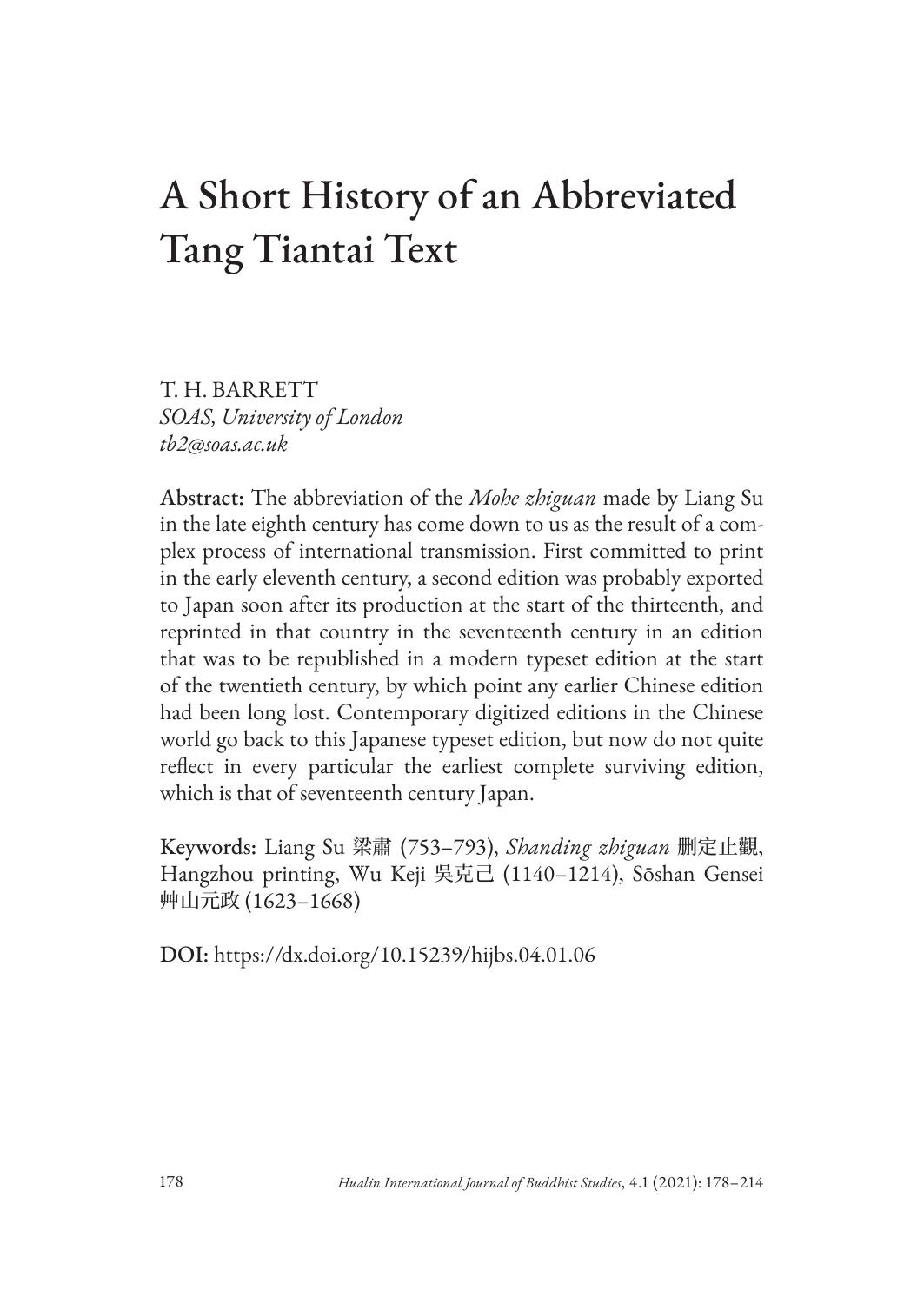# A Short History of an Abbreviated Tang Tiantai Text

T. H. BARRETT
*SOAS, University of London*
*tb2@soas.ac.uk*

**Abstract:** The abbreviation of the *Mohe zhiguan* made by Liang Su in the late eighth century has come down to us as the result of a complex process of international transmission. First committed to print in the early eleventh century, a second edition was probably exported to Japan soon after its production at the start of the thirteenth, and reprinted in that country in the seventeenth century in an edition that was to be republished in a modern typeset edition at the start of the twentieth century, by which point any earlier Chinese edition had been long lost. Contemporary digitized editions in the Chinese world go back to this Japanese typeset edition, but now do not quite reflect in every particular the earliest complete surviving edition, which is that of seventeenth century Japan.

**Keywords:** Liang Su 梁肅 (753–793), *Shanding zhiguan* 删定止觀, Hangzhou printing, Wu Keji 吳克己 (1140–1214), Sōshan Gensei 艸山元政 (1623–1668)

**DOI:** https://dx.doi.org/10.15239/hijbs.04.01.06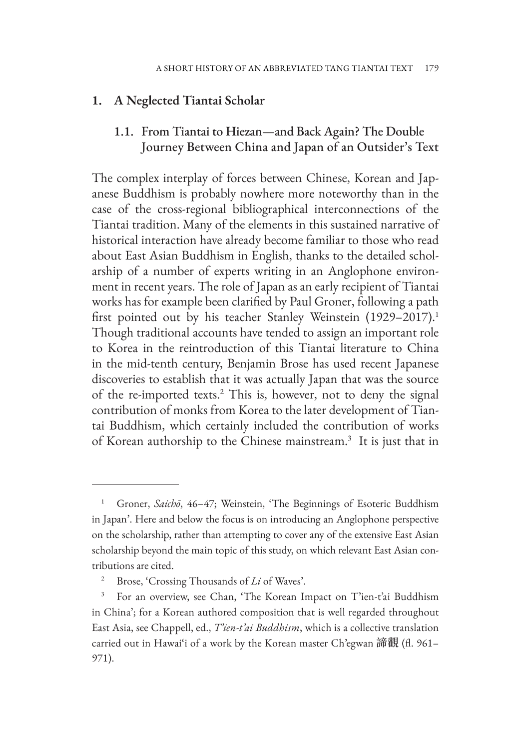## 1. A Neglected Tiantai Scholar

### 1.1. From Tiantai to Hiezan—and Back Again? The Double Journey Between China and Japan of an Outsider's Text

The complex interplay of forces between Chinese, Korean and Japanese Buddhism is probably nowhere more noteworthy than in the case of the cross-regional bibliographical interconnections of the Tiantai tradition. Many of the elements in this sustained narrative of historical interaction have already become familiar to those who read about East Asian Buddhism in English, thanks to the detailed scholarship of a number of experts writing in an Anglophone environment in recent years. The role of Japan as an early recipient of Tiantai works has for example been clarified by Paul Groner, following a path first pointed out by his teacher Stanley Weinstein (1929–2017).[1] Though traditional accounts have tended to assign an important role to Korea in the reintroduction of this Tiantai literature to China in the mid-tenth century, Benjamin Brose has used recent Japanese discoveries to establish that it was actually Japan that was the source of the re-imported texts.[2] This is, however, not to deny the signal contribution of monks from Korea to the later development of Tiantai Buddhism, which certainly included the contribution of works of Korean authorship to the Chinese mainstream.[3] It is just that in

---

[1] Groner, *Saichō*, 46–47; Weinstein, 'The Beginnings of Esoteric Buddhism in Japan'. Here and below the focus is on introducing an Anglophone perspective on the scholarship, rather than attempting to cover any of the extensive East Asian scholarship beyond the main topic of this study, on which relevant East Asian contributions are cited.

[2] Brose, 'Crossing Thousands of *Li* of Waves'.

[3] For an overview, see Chan, 'The Korean Impact on T'ien-t'ai Buddhism in China'; for a Korean authored composition that is well regarded throughout East Asia, see Chappell, ed., *T'ien-t'ai Buddhism*, which is a collective translation carried out in Hawai'i of a work by the Korean master Ch'egwan 諦觀 (fl. 961–971).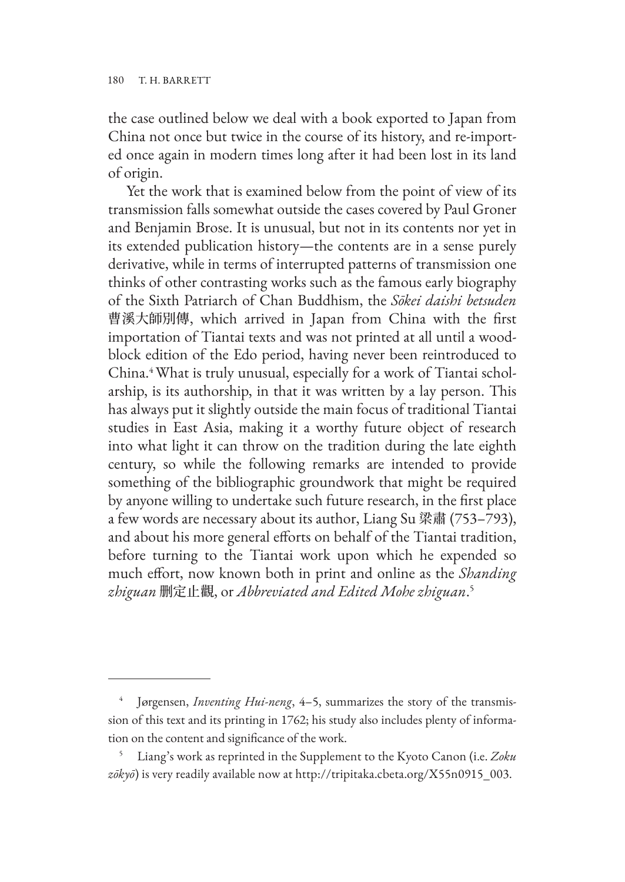the case outlined below we deal with a book exported to Japan from China not once but twice in the course of its history, and re-imported once again in modern times long after it had been lost in its land of origin.

Yet the work that is examined below from the point of view of its transmission falls somewhat outside the cases covered by Paul Groner and Benjamin Brose. It is unusual, but not in its contents nor yet in its extended publication history—the contents are in a sense purely derivative, while in terms of interrupted patterns of transmission one thinks of other contrasting works such as the famous early biography of the Sixth Patriarch of Chan Buddhism, the *Sōkei daishi betsuden* 曹溪大師別傳, which arrived in Japan from China with the first importation of Tiantai texts and was not printed at all until a woodblock edition of the Edo period, having never been reintroduced to China.[4] What is truly unusual, especially for a work of Tiantai scholarship, is its authorship, in that it was written by a lay person. This has always put it slightly outside the main focus of traditional Tiantai studies in East Asia, making it a worthy future object of research into what light it can throw on the tradition during the late eighth century, so while the following remarks are intended to provide something of the bibliographic groundwork that might be required by anyone willing to undertake such future research, in the first place a few words are necessary about its author, Liang Su 梁肅 (753–793), and about his more general efforts on behalf of the Tiantai tradition, before turning to the Tiantai work upon which he expended so much effort, now known both in print and online as the *Shanding zhiguan* 刪定止觀, or *Abbreviated and Edited Mohe zhiguan*.[5]

---

[4] Jørgensen, *Inventing Hui-neng*, 4–5, summarizes the story of the transmission of this text and its printing in 1762; his study also includes plenty of information on the content and significance of the work.

[5] Liang's work as reprinted in the Supplement to the Kyoto Canon (i.e. *Zoku zōkyō*) is very readily available now at http://tripitaka.cbeta.org/X55n0915_003.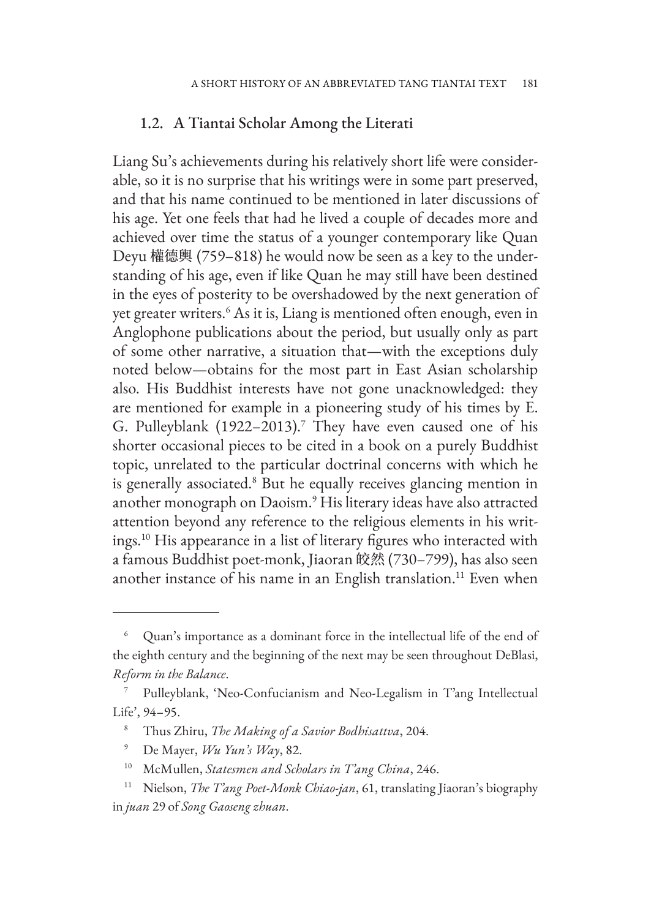### 1.2. A Tiantai Scholar Among the Literati

Liang Su's achievements during his relatively short life were considerable, so it is no surprise that his writings were in some part preserved, and that his name continued to be mentioned in later discussions of his age. Yet one feels that had he lived a couple of decades more and achieved over time the status of a younger contemporary like Quan Deyu 權德輿 (759–818) he would now be seen as a key to the understanding of his age, even if like Quan he may still have been destined in the eyes of posterity to be overshadowed by the next generation of yet greater writers.[6] As it is, Liang is mentioned often enough, even in Anglophone publications about the period, but usually only as part of some other narrative, a situation that—with the exceptions duly noted below—obtains for the most part in East Asian scholarship also. His Buddhist interests have not gone unacknowledged: they are mentioned for example in a pioneering study of his times by E. G. Pulleyblank (1922–2013).[7] They have even caused one of his shorter occasional pieces to be cited in a book on a purely Buddhist topic, unrelated to the particular doctrinal concerns with which he is generally associated.[8] But he equally receives glancing mention in another monograph on Daoism.[9] His literary ideas have also attracted attention beyond any reference to the religious elements in his writings.[10] His appearance in a list of literary figures who interacted with a famous Buddhist poet-monk, Jiaoran 皎然 (730–799), has also seen another instance of his name in an English translation.[11] Even when

---

[6] Quan's importance as a dominant force in the intellectual life of the end of the eighth century and the beginning of the next may be seen throughout DeBlasi, *Reform in the Balance*.

[7] Pulleyblank, 'Neo-Confucianism and Neo-Legalism in T'ang Intellectual Life', 94–95.

[8] Thus Zhiru, *The Making of a Savior Bodhisattva*, 204.

[9] De Mayer, *Wu Yun's Way*, 82.

[10] McMullen, *Statesmen and Scholars in T'ang China*, 246.

[11] Nielson, *The T'ang Poet-Monk Chiao-jan*, 61, translating Jiaoran's biography in *juan* 29 of *Song Gaoseng zhuan*.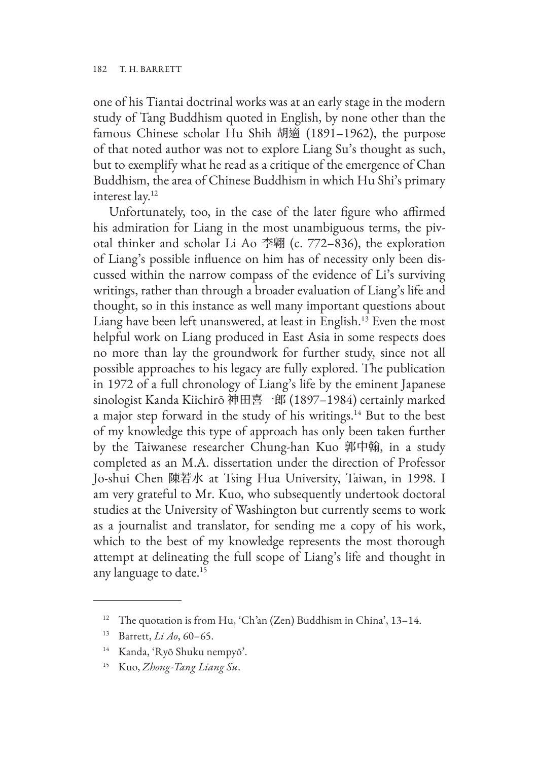one of his Tiantai doctrinal works was at an early stage in the modern study of Tang Buddhism quoted in English, by none other than the famous Chinese scholar Hu Shih 胡適 (1891–1962), the purpose of that noted author was not to explore Liang Su's thought as such, but to exemplify what he read as a critique of the emergence of Chan Buddhism, the area of Chinese Buddhism in which Hu Shi's primary interest lay.[12]

Unfortunately, too, in the case of the later figure who affirmed his admiration for Liang in the most unambiguous terms, the pivotal thinker and scholar Li Ao 李翱 (c. 772–836), the exploration of Liang's possible influence on him has of necessity only been discussed within the narrow compass of the evidence of Li's surviving writings, rather than through a broader evaluation of Liang's life and thought, so in this instance as well many important questions about Liang have been left unanswered, at least in English.[13] Even the most helpful work on Liang produced in East Asia in some respects does no more than lay the groundwork for further study, since not all possible approaches to his legacy are fully explored. The publication in 1972 of a full chronology of Liang's life by the eminent Japanese sinologist Kanda Kiichirō 神田喜一郎 (1897–1984) certainly marked a major step forward in the study of his writings.[14] But to the best of my knowledge this type of approach has only been taken further by the Taiwanese researcher Chung-han Kuo 郭中翰, in a study completed as an M.A. dissertation under the direction of Professor Jo-shui Chen 陳若水 at Tsing Hua University, Taiwan, in 1998. I am very grateful to Mr. Kuo, who subsequently undertook doctoral studies at the University of Washington but currently seems to work as a journalist and translator, for sending me a copy of his work, which to the best of my knowledge represents the most thorough attempt at delineating the full scope of Liang's life and thought in any language to date.[15]

---

[12] The quotation is from Hu, 'Ch'an (Zen) Buddhism in China', 13–14.

[13] Barrett, *Li Ao*, 60–65.

[14] Kanda, 'Ryō Shuku nempyō'.

[15] Kuo, *Zhong-Tang Liang Su*.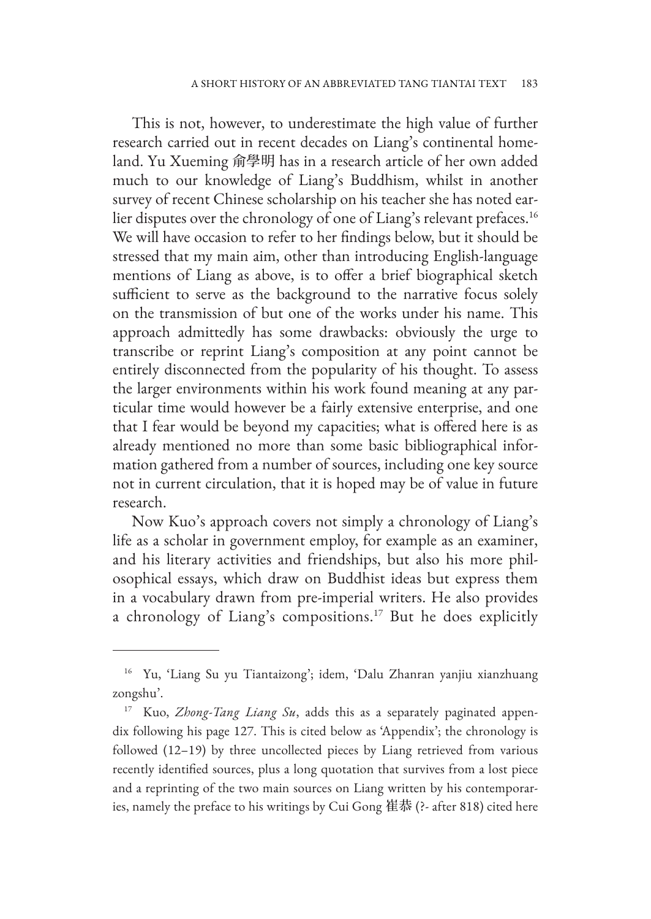This is not, however, to underestimate the high value of further research carried out in recent decades on Liang's continental homeland. Yu Xueming 俞學明 has in a research article of her own added much to our knowledge of Liang's Buddhism, whilst in another survey of recent Chinese scholarship on his teacher she has noted earlier disputes over the chronology of one of Liang's relevant prefaces.[16] We will have occasion to refer to her findings below, but it should be stressed that my main aim, other than introducing English-language mentions of Liang as above, is to offer a brief biographical sketch sufficient to serve as the background to the narrative focus solely on the transmission of but one of the works under his name. This approach admittedly has some drawbacks: obviously the urge to transcribe or reprint Liang's composition at any point cannot be entirely disconnected from the popularity of his thought. To assess the larger environments within his work found meaning at any particular time would however be a fairly extensive enterprise, and one that I fear would be beyond my capacities; what is offered here is as already mentioned no more than some basic bibliographical information gathered from a number of sources, including one key source not in current circulation, that it is hoped may be of value in future research.

Now Kuo's approach covers not simply a chronology of Liang's life as a scholar in government employ, for example as an examiner, and his literary activities and friendships, but also his more philosophical essays, which draw on Buddhist ideas but express them in a vocabulary drawn from pre-imperial writers. He also provides a chronology of Liang's compositions.[17] But he does explicitly

---

[16] Yu, 'Liang Su yu Tiantaizong'; idem, 'Dalu Zhanran yanjiu xianzhuang zongshu'.

[17] Kuo, *Zhong-Tang Liang Su*, adds this as a separately paginated appendix following his page 127. This is cited below as 'Appendix'; the chronology is followed (12–19) by three uncollected pieces by Liang retrieved from various recently identified sources, plus a long quotation that survives from a lost piece and a reprinting of the two main sources on Liang written by his contemporaries, namely the preface to his writings by Cui Gong 崔恭 (?- after 818) cited here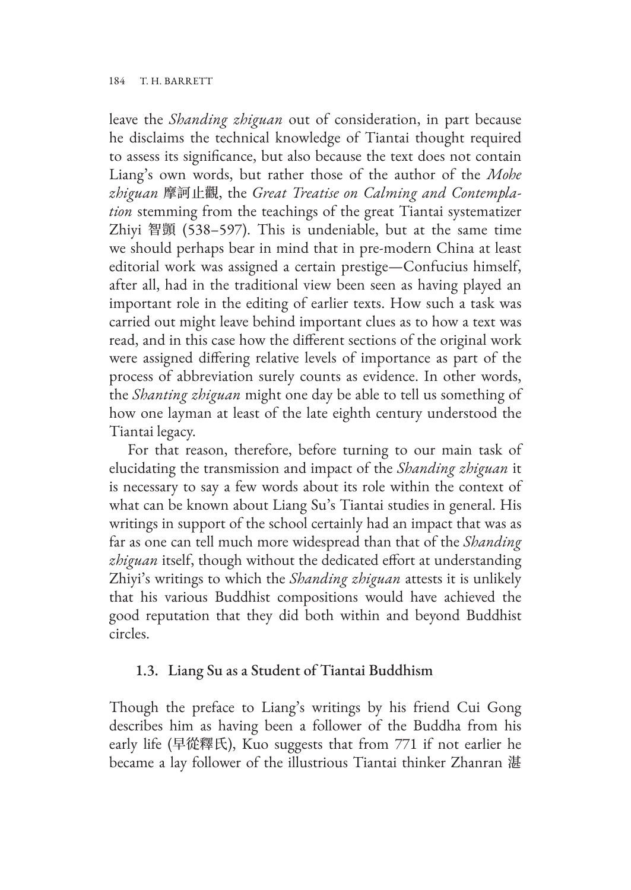leave the *Shanding zhiguan* out of consideration, in part because he disclaims the technical knowledge of Tiantai thought required to assess its significance, but also because the text does not contain Liang's own words, but rather those of the author of the *Mohe zhiguan* 摩訶止觀, the *Great Treatise on Calming and Contemplation* stemming from the teachings of the great Tiantai systematizer Zhiyi 智顗 (538–597). This is undeniable, but at the same time we should perhaps bear in mind that in pre-modern China at least editorial work was assigned a certain prestige—Confucius himself, after all, had in the traditional view been seen as having played an important role in the editing of earlier texts. How such a task was carried out might leave behind important clues as to how a text was read, and in this case how the different sections of the original work were assigned differing relative levels of importance as part of the process of abbreviation surely counts as evidence. In other words, the *Shanting zhiguan* might one day be able to tell us something of how one layman at least of the late eighth century understood the Tiantai legacy.

For that reason, therefore, before turning to our main task of elucidating the transmission and impact of the *Shanding zhiguan* it is necessary to say a few words about its role within the context of what can be known about Liang Su's Tiantai studies in general. His writings in support of the school certainly had an impact that was as far as one can tell much more widespread than that of the *Shanding zhiguan* itself, though without the dedicated effort at understanding Zhiyi's writings to which the *Shanding zhiguan* attests it is unlikely that his various Buddhist compositions would have achieved the good reputation that they did both within and beyond Buddhist circles.

### 1.3. Liang Su as a Student of Tiantai Buddhism

Though the preface to Liang's writings by his friend Cui Gong describes him as having been a follower of the Buddha from his early life (早從釋氏), Kuo suggests that from 771 if not earlier he became a lay follower of the illustrious Tiantai thinker Zhanran 湛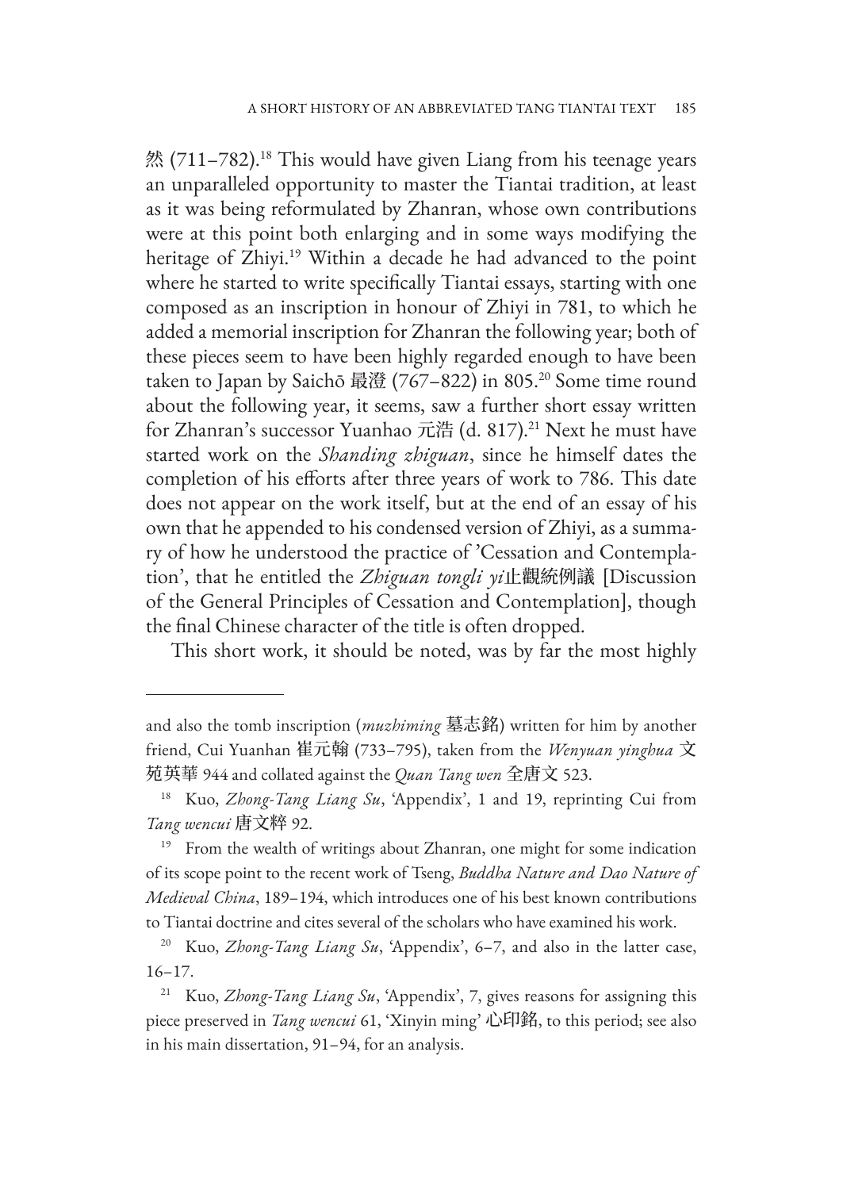然 (711–782).[18] This would have given Liang from his teenage years an unparalleled opportunity to master the Tiantai tradition, at least as it was being reformulated by Zhanran, whose own contributions were at this point both enlarging and in some ways modifying the heritage of Zhiyi.[19] Within a decade he had advanced to the point where he started to write specifically Tiantai essays, starting with one composed as an inscription in honour of Zhiyi in 781, to which he added a memorial inscription for Zhanran the following year; both of these pieces seem to have been highly regarded enough to have been taken to Japan by Saichō 最澄 (767–822) in 805.[20] Some time round about the following year, it seems, saw a further short essay written for Zhanran's successor Yuanhao 元浩 (d. 817).[21] Next he must have started work on the *Shanding zhiguan*, since he himself dates the completion of his efforts after three years of work to 786. This date does not appear on the work itself, but at the end of an essay of his own that he appended to his condensed version of Zhiyi, as a summary of how he understood the practice of 'Cessation and Contemplation', that he entitled the *Zhiguan tongli yi*止觀統例議 [Discussion of the General Principles of Cessation and Contemplation], though the final Chinese character of the title is often dropped.

This short work, it should be noted, was by far the most highly

---

and also the tomb inscription (*muzhiming* 墓志銘) written for him by another friend, Cui Yuanhan 崔元翰 (733–795), taken from the *Wenyuan yinghua* 文苑英華 944 and collated against the *Quan Tang wen* 全唐文 523.

[18] Kuo, *Zhong-Tang Liang Su*, 'Appendix', 1 and 19, reprinting Cui from *Tang wencui* 唐文粹 92.

[19] From the wealth of writings about Zhanran, one might for some indication of its scope point to the recent work of Tseng, *Buddha Nature and Dao Nature of Medieval China*, 189–194, which introduces one of his best known contributions to Tiantai doctrine and cites several of the scholars who have examined his work.

[20] Kuo, *Zhong-Tang Liang Su*, 'Appendix', 6–7, and also in the latter case, 16–17.

[21] Kuo, *Zhong-Tang Liang Su*, 'Appendix', 7, gives reasons for assigning this piece preserved in *Tang wencui* 61, 'Xinyin ming' 心印銘, to this period; see also in his main dissertation, 91–94, for an analysis.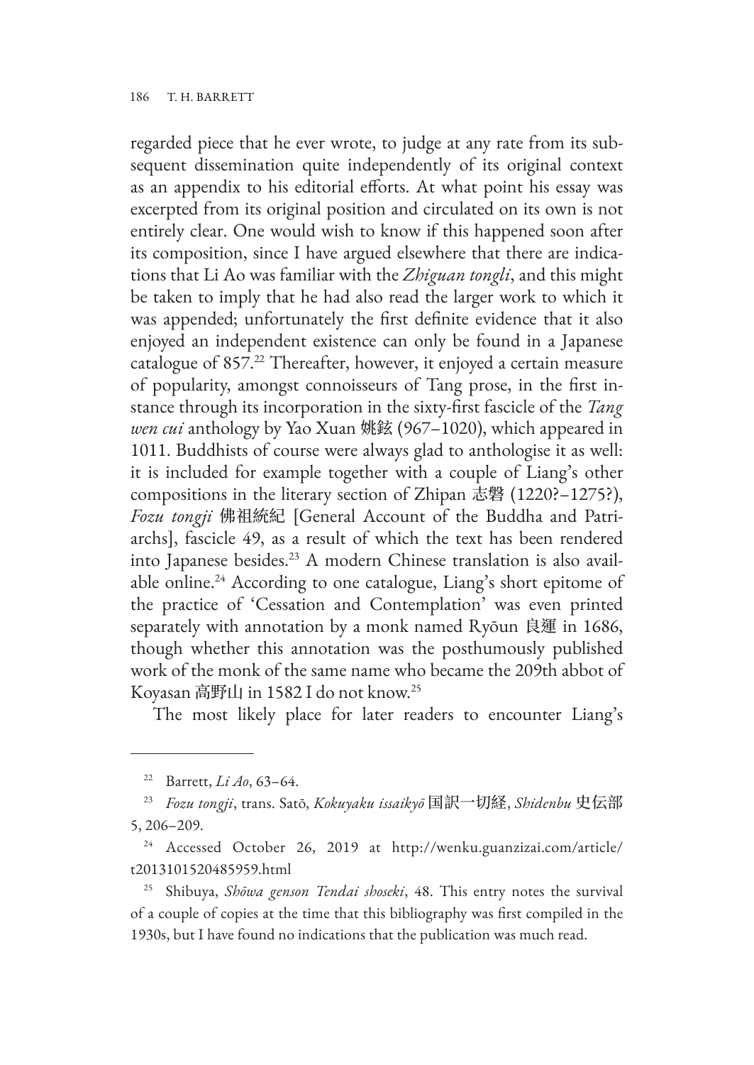regarded piece that he ever wrote, to judge at any rate from its subsequent dissemination quite independently of its original context as an appendix to his editorial efforts. At what point his essay was excerpted from its original position and circulated on its own is not entirely clear. One would wish to know if this happened soon after its composition, since I have argued elsewhere that there are indications that Li Ao was familiar with the *Zhiguan tongli*, and this might be taken to imply that he had also read the larger work to which it was appended; unfortunately the first definite evidence that it also enjoyed an independent existence can only be found in a Japanese catalogue of 857.[22] Thereafter, however, it enjoyed a certain measure of popularity, amongst connoisseurs of Tang prose, in the first instance through its incorporation in the sixty-first fascicle of the *Tang wen cui* anthology by Yao Xuan 姚鉉 (967–1020), which appeared in 1011. Buddhists of course were always glad to anthologise it as well: it is included for example together with a couple of Liang's other compositions in the literary section of Zhipan 志磐 (1220?–1275?), *Fozu tongji* 佛祖統紀 [General Account of the Buddha and Patriarchs], fascicle 49, as a result of which the text has been rendered into Japanese besides.[23] A modern Chinese translation is also available online.[24] According to one catalogue, Liang's short epitome of the practice of 'Cessation and Contemplation' was even printed separately with annotation by a monk named Ryōun 良運 in 1686, though whether this annotation was the posthumously published work of the monk of the same name who became the 209th abbot of Koyasan 高野山 in 1582 I do not know.[25]

The most likely place for later readers to encounter Liang's

---

[22] Barrett, *Li Ao*, 63–64.

[23] *Fozu tongji*, trans. Satō, *Kokuyaku issaikyō* 国訳一切経, *Shidenbu* 史伝部 5, 206–209.

[24] Accessed October 26, 2019 at http://wenku.guanzizai.com/article/t2013101520485959.html

[25] Shibuya, *Shōwa genson Tendai shoseki*, 48. This entry notes the survival of a couple of copies at the time that this bibliography was first compiled in the 1930s, but I have found no indications that the publication was much read.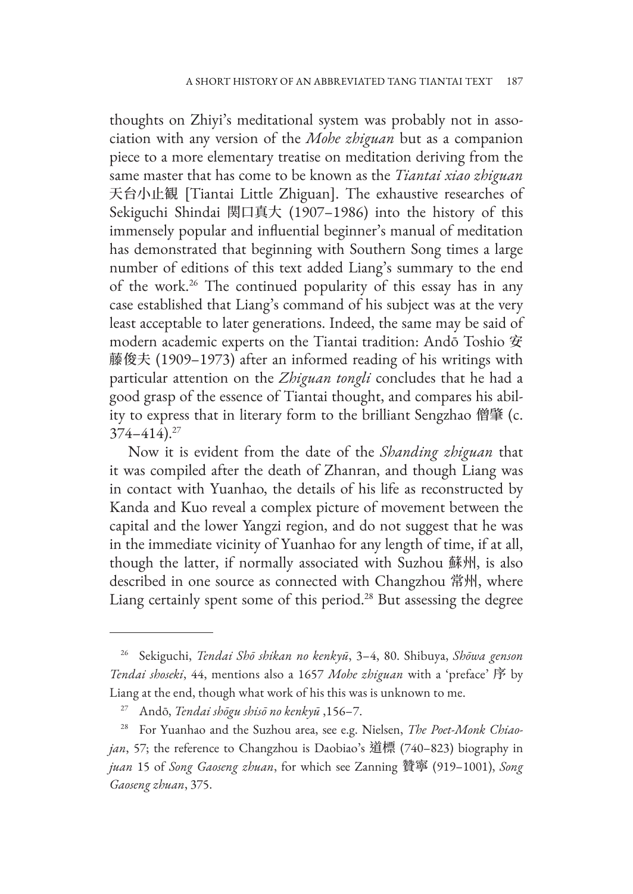thoughts on Zhiyi's meditational system was probably not in association with any version of the *Mohe zhiguan* but as a companion piece to a more elementary treatise on meditation deriving from the same master that has come to be known as the *Tiantai xiao zhiguan* 天台小止觀 [Tiantai Little Zhiguan]. The exhaustive researches of Sekiguchi Shindai 関口真大 (1907–1986) into the history of this immensely popular and influential beginner's manual of meditation has demonstrated that beginning with Southern Song times a large number of editions of this text added Liang's summary to the end of the work.[26] The continued popularity of this essay has in any case established that Liang's command of his subject was at the very least acceptable to later generations. Indeed, the same may be said of modern academic experts on the Tiantai tradition: Andō Toshio 安藤俊夫 (1909–1973) after an informed reading of his writings with particular attention on the *Zhiguan tongli* concludes that he had a good grasp of the essence of Tiantai thought, and compares his ability to express that in literary form to the brilliant Sengzhao 僧肇 (c. 374–414).[27]

Now it is evident from the date of the *Shanding zhiguan* that it was compiled after the death of Zhanran, and though Liang was in contact with Yuanhao, the details of his life as reconstructed by Kanda and Kuo reveal a complex picture of movement between the capital and the lower Yangzi region, and do not suggest that he was in the immediate vicinity of Yuanhao for any length of time, if at all, though the latter, if normally associated with Suzhou 蘇州, is also described in one source as connected with Changzhou 常州, where Liang certainly spent some of this period.[28] But assessing the degree

---

[26] Sekiguchi, *Tendai Shō shikan no kenkyū*, 3–4, 80. Shibuya, *Shōwa genson Tendai shoseki*, 44, mentions also a 1657 *Mohe zhiguan* with a 'preface' 序 by Liang at the end, though what work of his this was is unknown to me.

[27] Andō, *Tendai shōgu shisō no kenkyū* ,156–7.

[28] For Yuanhao and the Suzhou area, see e.g. Nielsen, *The Poet-Monk Chiao-jan*, 57; the reference to Changzhou is Daobiao's 道標 (740–823) biography in *juan* 15 of *Song Gaoseng zhuan*, for which see Zanning 贊寧 (919–1001), *Song Gaoseng zhuan*, 375.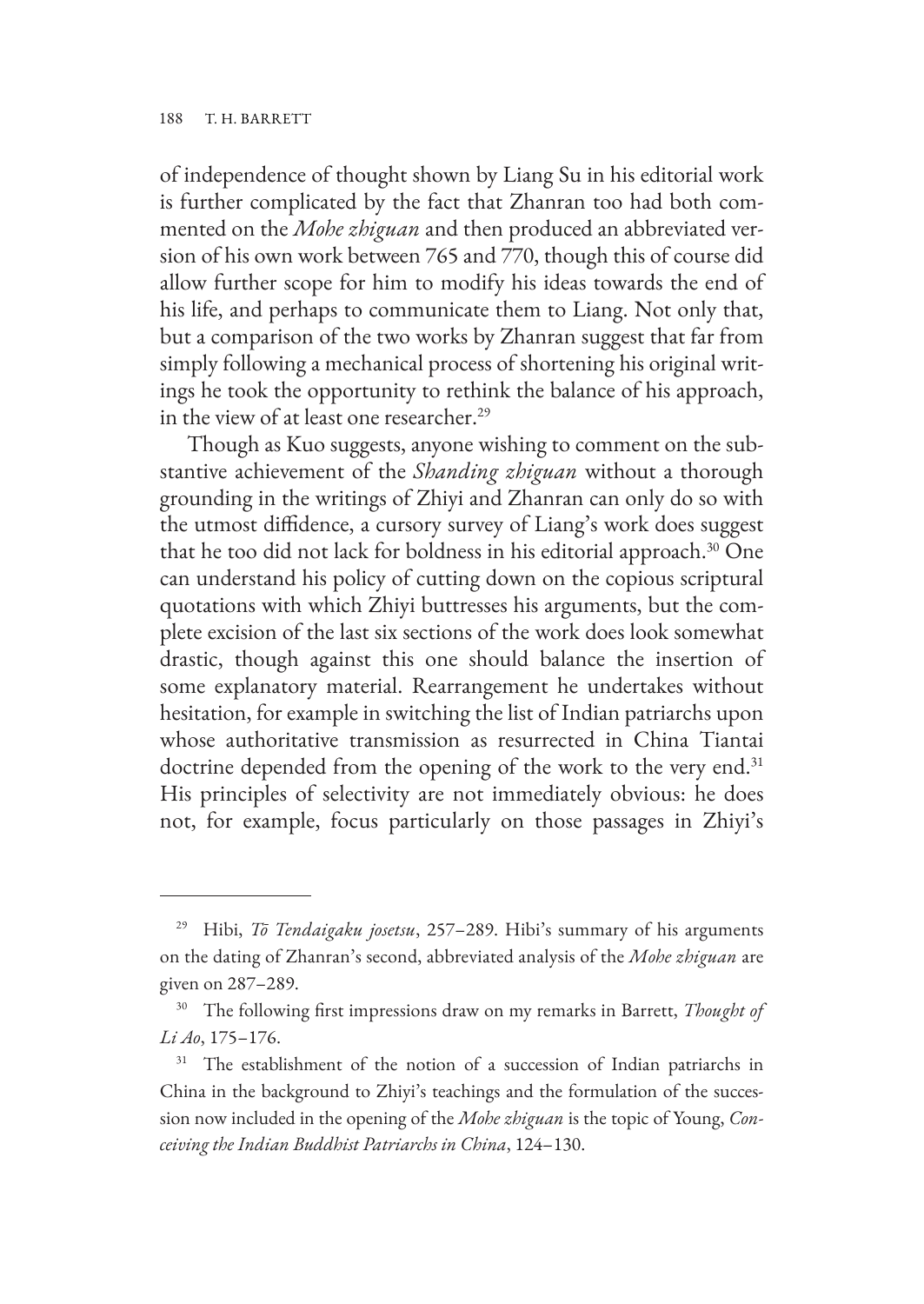of independence of thought shown by Liang Su in his editorial work is further complicated by the fact that Zhanran too had both commented on the *Mohe zhiguan* and then produced an abbreviated version of his own work between 765 and 770, though this of course did allow further scope for him to modify his ideas towards the end of his life, and perhaps to communicate them to Liang. Not only that, but a comparison of the two works by Zhanran suggest that far from simply following a mechanical process of shortening his original writings he took the opportunity to rethink the balance of his approach, in the view of at least one researcher.[29]

Though as Kuo suggests, anyone wishing to comment on the substantive achievement of the *Shanding zhiguan* without a thorough grounding in the writings of Zhiyi and Zhanran can only do so with the utmost diffidence, a cursory survey of Liang's work does suggest that he too did not lack for boldness in his editorial approach.[30] One can understand his policy of cutting down on the copious scriptural quotations with which Zhiyi buttresses his arguments, but the complete excision of the last six sections of the work does look somewhat drastic, though against this one should balance the insertion of some explanatory material. Rearrangement he undertakes without hesitation, for example in switching the list of Indian patriarchs upon whose authoritative transmission as resurrected in China Tiantai doctrine depended from the opening of the work to the very end.[31] His principles of selectivity are not immediately obvious: he does not, for example, focus particularly on those passages in Zhiyi's

---

[29] Hibi, *Tō Tendaigaku josetsu*, 257–289. Hibi's summary of his arguments on the dating of Zhanran's second, abbreviated analysis of the *Mohe zhiguan* are given on 287–289.

[30] The following first impressions draw on my remarks in Barrett, *Thought of Li Ao*, 175–176.

[31] The establishment of the notion of a succession of Indian patriarchs in China in the background to Zhiyi's teachings and the formulation of the succession now included in the opening of the *Mohe zhiguan* is the topic of Young, *Conceiving the Indian Buddhist Patriarchs in China*, 124–130.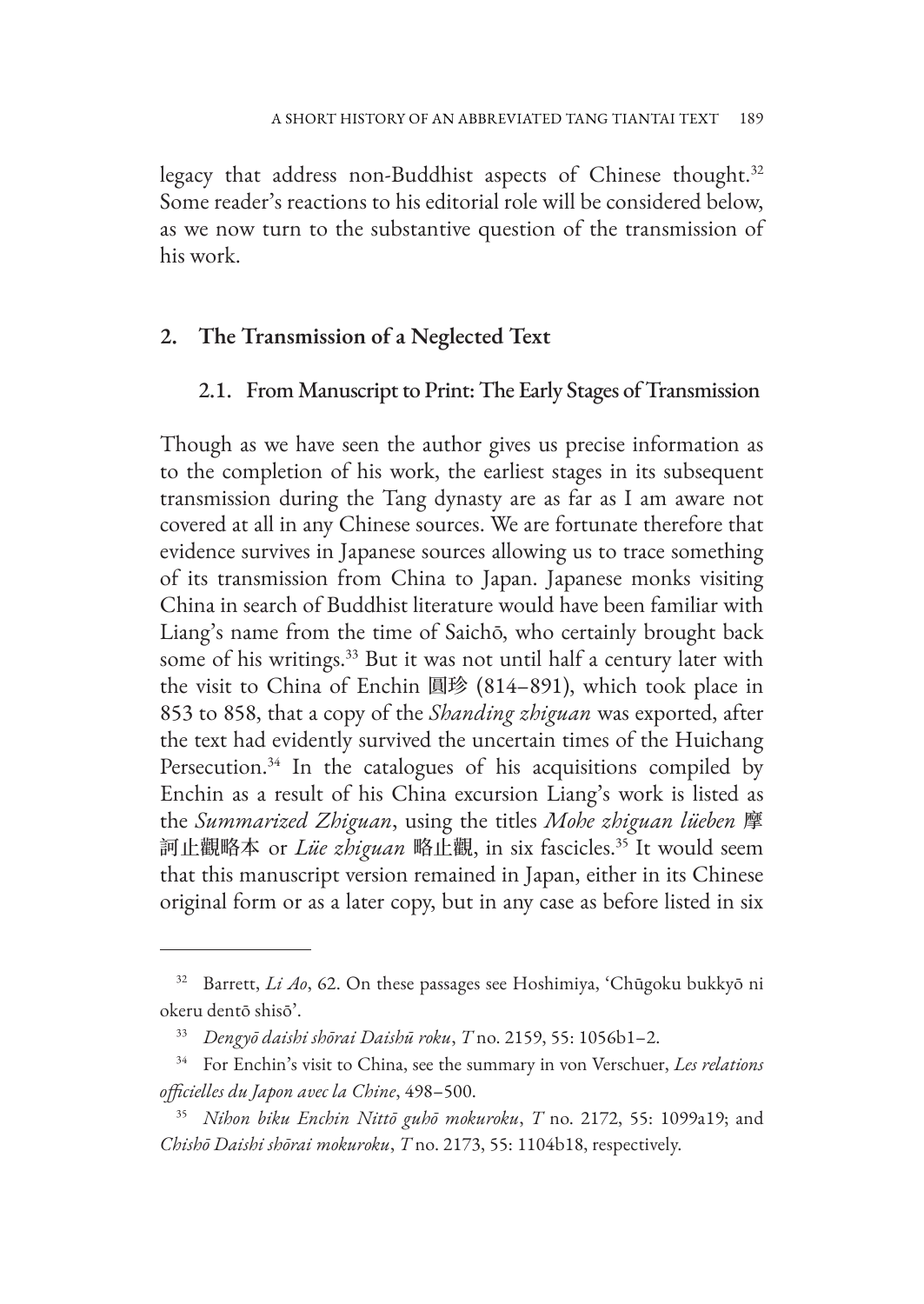legacy that address non-Buddhist aspects of Chinese thought.[32] Some reader's reactions to his editorial role will be considered below, as we now turn to the substantive question of the transmission of his work.

## 2. The Transmission of a Neglected Text

### 2.1. From Manuscript to Print: The Early Stages of Transmission

Though as we have seen the author gives us precise information as to the completion of his work, the earliest stages in its subsequent transmission during the Tang dynasty are as far as I am aware not covered at all in any Chinese sources. We are fortunate therefore that evidence survives in Japanese sources allowing us to trace something of its transmission from China to Japan. Japanese monks visiting China in search of Buddhist literature would have been familiar with Liang's name from the time of Saichō, who certainly brought back some of his writings.[33] But it was not until half a century later with the visit to China of Enchin 圓珍 (814–891), which took place in 853 to 858, that a copy of the *Shanding zhiguan* was exported, after the text had evidently survived the uncertain times of the Huichang Persecution.[34] In the catalogues of his acquisitions compiled by Enchin as a result of his China excursion Liang's work is listed as the *Summarized Zhiguan*, using the titles *Mohe zhiguan lüeben* 摩訶止觀略本 or *Lüe zhiguan* 略止觀, in six fascicles.[35] It would seem that this manuscript version remained in Japan, either in its Chinese original form or as a later copy, but in any case as before listed in six

---

[32] Barrett, *Li Ao*, 62. On these passages see Hoshimiya, 'Chūgoku bukkyō ni okeru dentō shisō'.

[33] *Dengyō daishi shōrai Daishū roku*, *T* no. 2159, 55: 1056b1–2.

[34] For Enchin's visit to China, see the summary in von Verschuer, *Les relations officielles du Japon avec la Chine*, 498–500.

[35] *Nihon biku Enchin Nittō guhō mokuroku*, *T* no. 2172, 55: 1099a19; and *Chishō Daishi shōrai mokuroku*, *T* no. 2173, 55: 1104b18, respectively.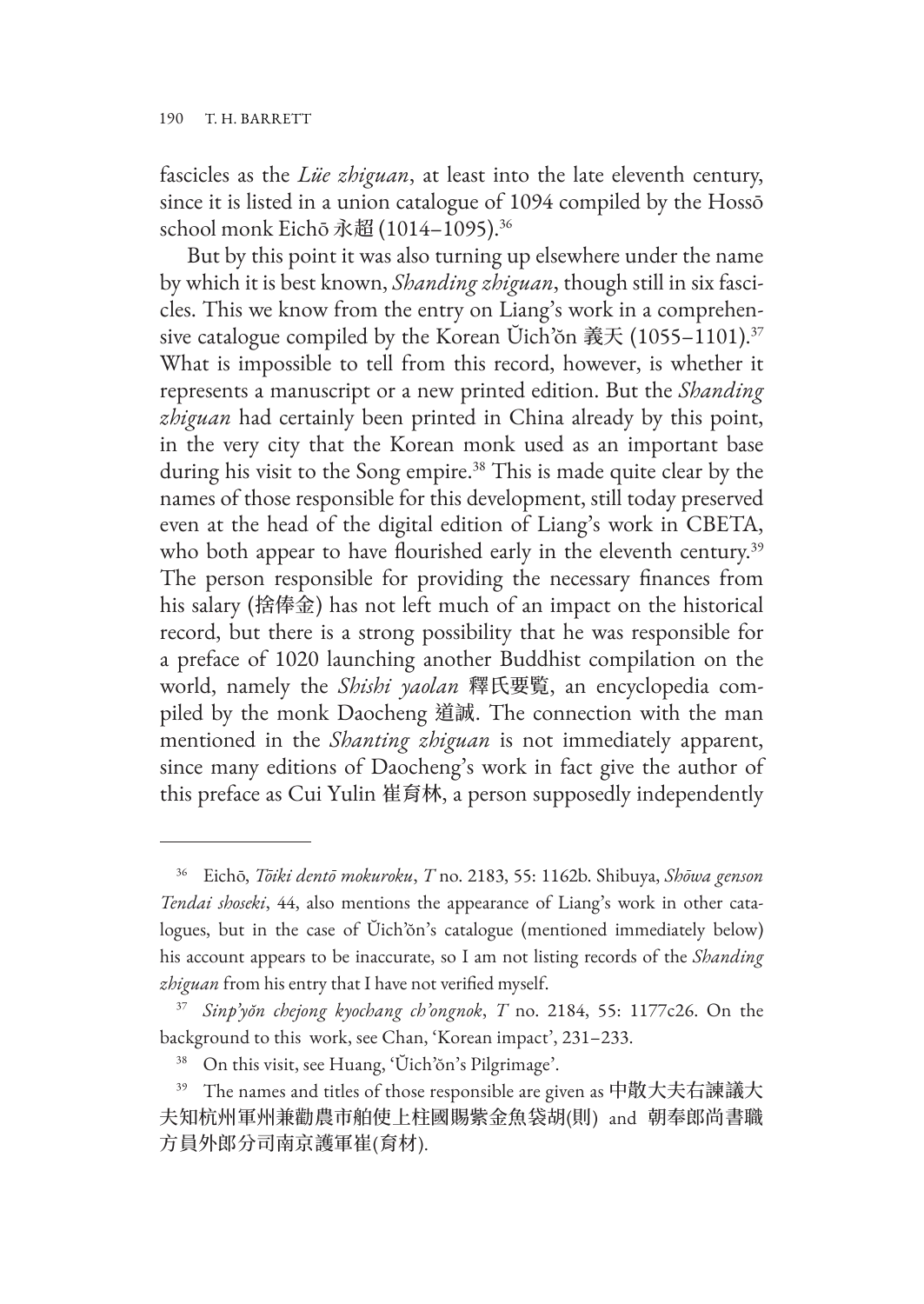fascicles as the *Lüe zhiguan*, at least into the late eleventh century, since it is listed in a union catalogue of 1094 compiled by the Hossō school monk Eichō 永超 (1014–1095).[36]

But by this point it was also turning up elsewhere under the name by which it is best known, *Shanding zhiguan*, though still in six fascicles. This we know from the entry on Liang's work in a comprehensive catalogue compiled by the Korean Ŭich'ŏn 義天 (1055–1101).[37] What is impossible to tell from this record, however, is whether it represents a manuscript or a new printed edition. But the *Shanding zhiguan* had certainly been printed in China already by this point, in the very city that the Korean monk used as an important base during his visit to the Song empire.[38] This is made quite clear by the names of those responsible for this development, still today preserved even at the head of the digital edition of Liang's work in CBETA, who both appear to have flourished early in the eleventh century.[39] The person responsible for providing the necessary finances from his salary (捨俸金) has not left much of an impact on the historical record, but there is a strong possibility that he was responsible for a preface of 1020 launching another Buddhist compilation on the world, namely the *Shishi yaolan* 釋氏要覽, an encyclopedia compiled by the monk Daocheng 道誠. The connection with the man mentioned in the *Shanting zhiguan* is not immediately apparent, since many editions of Daocheng's work in fact give the author of this preface as Cui Yulin 崔育林, a person supposedly independently

---

[36] Eichō, *Tōiki dentō mokuroku*, *T* no. 2183, 55: 1162b. Shibuya, *Shōwa genson Tendai shoseki*, 44, also mentions the appearance of Liang's work in other catalogues, but in the case of Ŭich'ŏn's catalogue (mentioned immediately below) his account appears to be inaccurate, so I am not listing records of the *Shanding zhiguan* from his entry that I have not verified myself.

[37] *Sinp'yŏn chejong kyochang ch'ongnok*, *T* no. 2184, 55: 1177c26. On the background to this work, see Chan, 'Korean impact', 231–233.

[38] On this visit, see Huang, 'Ŭich'ŏn's Pilgrimage'.

[39] The names and titles of those responsible are given as 中散大夫右諫議大夫知杭州軍州兼勸農市舶使上柱國賜紫金魚袋胡(則) and 朝奉郎尚書職方員外郎分司南京護軍崔(育材).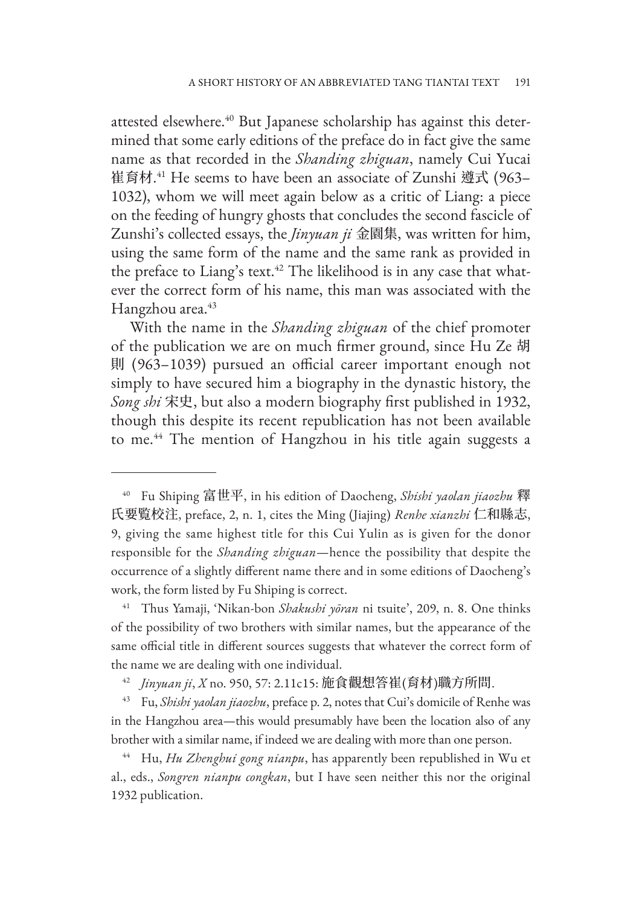attested elsewhere.[40] But Japanese scholarship has against this determined that some early editions of the preface do in fact give the same name as that recorded in the *Shanding zhiguan*, namely Cui Yucai 崔育材.[41] He seems to have been an associate of Zunshi 遵式 (963–1032), whom we will meet again below as a critic of Liang: a piece on the feeding of hungry ghosts that concludes the second fascicle of Zunshi's collected essays, the *Jinyuan ji* 金園集, was written for him, using the same form of the name and the same rank as provided in the preface to Liang's text.[42] The likelihood is in any case that whatever the correct form of his name, this man was associated with the Hangzhou area.[43]

With the name in the *Shanding zhiguan* of the chief promoter of the publication we are on much firmer ground, since Hu Ze 胡則 (963–1039) pursued an official career important enough not simply to have secured him a biography in the dynastic history, the *Song shi* 宋史, but also a modern biography first published in 1932, though this despite its recent republication has not been available to me.[44] The mention of Hangzhou in his title again suggests a

---

[40] Fu Shiping 富世平, in his edition of Daocheng, *Shishi yaolan jiaozhu* 釋氏要覽校注, preface, 2, n. 1, cites the Ming (Jiajing) *Renhe xianzhi* 仁和縣志, 9, giving the same highest title for this Cui Yulin as is given for the donor responsible for the *Shanding zhiguan*—hence the possibility that despite the occurrence of a slightly different name there and in some editions of Daocheng's work, the form listed by Fu Shiping is correct.

[41] Thus Yamaji, 'Nikan-bon *Shakushi yōran* ni tsuite', 209, n. 8. One thinks of the possibility of two brothers with similar names, but the appearance of the same official title in different sources suggests that whatever the correct form of the name we are dealing with one individual.

[42] *Jinyuan ji*, *X* no. 950, 57: 2.11c15: 施食觀想答崔(育材)職方所問.

[43] Fu, *Shishi yaolan jiaozhu*, preface p. 2, notes that Cui's domicile of Renhe was in the Hangzhou area—this would presumably have been the location also of any brother with a similar name, if indeed we are dealing with more than one person.

[44] Hu, *Hu Zhenghui gong nianpu*, has apparently been republished in Wu et al., eds., *Songren nianpu congkan*, but I have seen neither this nor the original 1932 publication.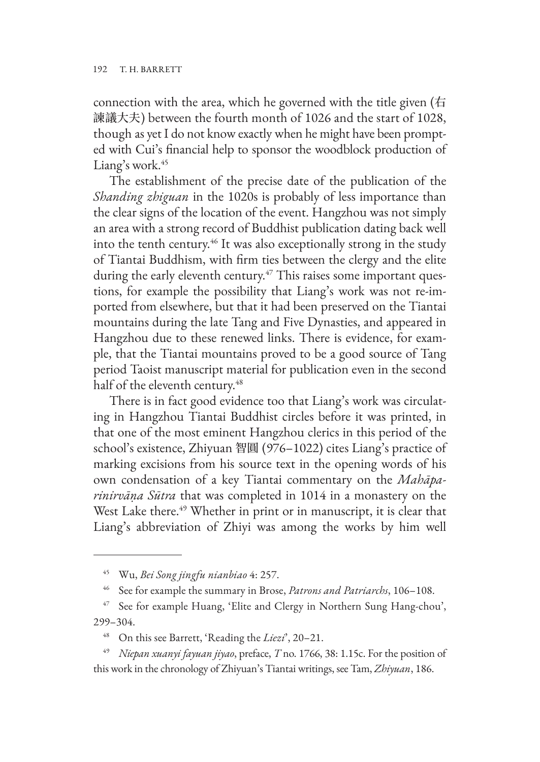connection with the area, which he governed with the title given (右諫議大夫) between the fourth month of 1026 and the start of 1028, though as yet I do not know exactly when he might have been prompted with Cui's financial help to sponsor the woodblock production of Liang's work.[45]

The establishment of the precise date of the publication of the *Shanding zhiguan* in the 1020s is probably of less importance than the clear signs of the location of the event. Hangzhou was not simply an area with a strong record of Buddhist publication dating back well into the tenth century.[46] It was also exceptionally strong in the study of Tiantai Buddhism, with firm ties between the clergy and the elite during the early eleventh century.[47] This raises some important questions, for example the possibility that Liang's work was not re-imported from elsewhere, but that it had been preserved on the Tiantai mountains during the late Tang and Five Dynasties, and appeared in Hangzhou due to these renewed links. There is evidence, for example, that the Tiantai mountains proved to be a good source of Tang period Taoist manuscript material for publication even in the second half of the eleventh century.[48]

There is in fact good evidence too that Liang's work was circulating in Hangzhou Tiantai Buddhist circles before it was printed, in that one of the most eminent Hangzhou clerics in this period of the school's existence, Zhiyuan 智圓 (976–1022) cites Liang's practice of marking excisions from his source text in the opening words of his own condensation of a key Tiantai commentary on the *Mahāparinirvāṇa Sūtra* that was completed in 1014 in a monastery on the West Lake there.[49] Whether in print or in manuscript, it is clear that Liang's abbreviation of Zhiyi was among the works by him well

---

[45] Wu, *Bei Song jingfu nianbiao* 4: 257.

[46] See for example the summary in Brose, *Patrons and Patriarchs*, 106–108.

[47] See for example Huang, 'Elite and Clergy in Northern Sung Hang-chou', 299–304.

[48] On this see Barrett, 'Reading the *Liezi*', 20–21.

[49] *Niepan xuanyi fayuan jiyao*, preface, *T* no. 1766, 38: 1.15c. For the position of this work in the chronology of Zhiyuan's Tiantai writings, see Tam, *Zhiyuan*, 186.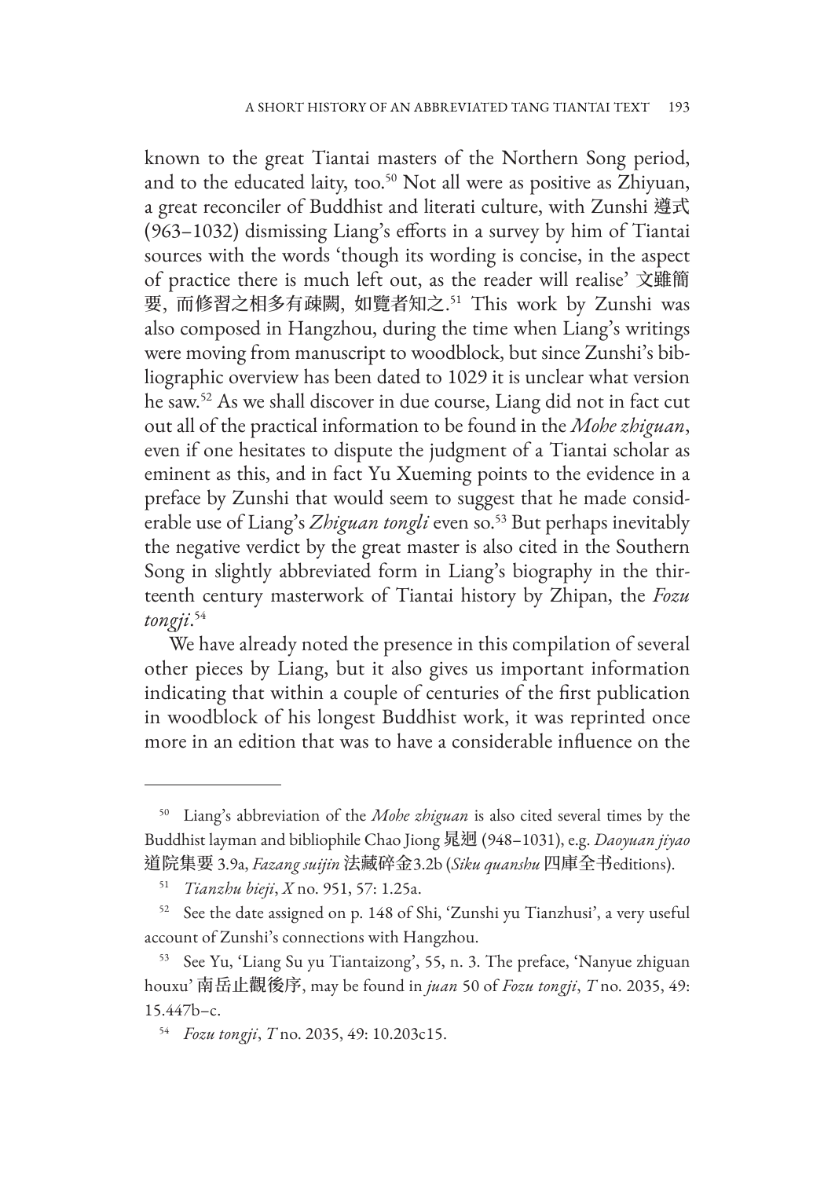known to the great Tiantai masters of the Northern Song period, and to the educated laity, too.[50] Not all were as positive as Zhiyuan, a great reconciler of Buddhist and literati culture, with Zunshi 遵式 (963–1032) dismissing Liang's efforts in a survey by him of Tiantai sources with the words 'though its wording is concise, in the aspect of practice there is much left out, as the reader will realise' 文雖簡要, 而修習之相多有疎闕, 如覽者知之.[51] This work by Zunshi was also composed in Hangzhou, during the time when Liang's writings were moving from manuscript to woodblock, but since Zunshi's bibliographic overview has been dated to 1029 it is unclear what version he saw.[52] As we shall discover in due course, Liang did not in fact cut out all of the practical information to be found in the *Mohe zhiguan*, even if one hesitates to dispute the judgment of a Tiantai scholar as eminent as this, and in fact Yu Xueming points to the evidence in a preface by Zunshi that would seem to suggest that he made considerable use of Liang's *Zhiguan tongli* even so.[53] But perhaps inevitably the negative verdict by the great master is also cited in the Southern Song in slightly abbreviated form in Liang's biography in the thirteenth century masterwork of Tiantai history by Zhipan, the *Fozu tongji*.[54]

We have already noted the presence in this compilation of several other pieces by Liang, but it also gives us important information indicating that within a couple of centuries of the first publication in woodblock of his longest Buddhist work, it was reprinted once more in an edition that was to have a considerable influence on the

---

[50] Liang's abbreviation of the *Mohe zhiguan* is also cited several times by the Buddhist layman and bibliophile Chao Jiong 晁迥 (948–1031), e.g. *Daoyuan jiyao* 道院集要 3.9a, *Fazang suijin* 法藏碎金3.2b (*Siku quanshu* 四庫全书editions).

[51] *Tianzhu bieji*, *X* no. 951, 57: 1.25a.

[52] See the date assigned on p. 148 of Shi, 'Zunshi yu Tianzhusi', a very useful account of Zunshi's connections with Hangzhou.

[53] See Yu, 'Liang Su yu Tiantaizong', 55, n. 3. The preface, 'Nanyue zhiguan houxu' 南岳止觀後序, may be found in *juan* 50 of *Fozu tongji*, *T* no. 2035, 49: 15.447b–c.

[54] *Fozu tongji*, *T* no. 2035, 49: 10.203c15.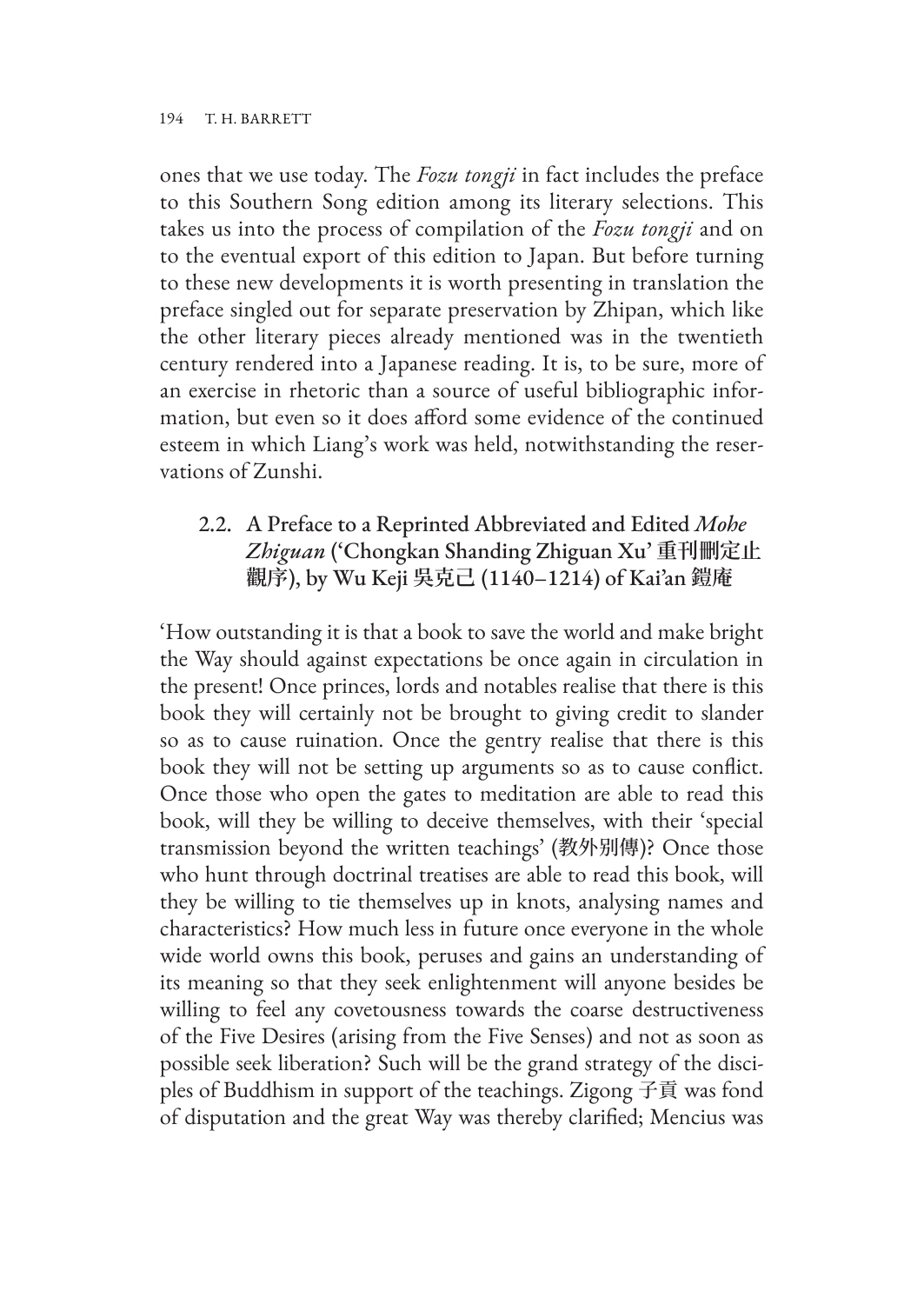ones that we use today. The *Fozu tongji* in fact includes the preface to this Southern Song edition among its literary selections. This takes us into the process of compilation of the *Fozu tongji* and on to the eventual export of this edition to Japan. But before turning to these new developments it is worth presenting in translation the preface singled out for separate preservation by Zhipan, which like the other literary pieces already mentioned was in the twentieth century rendered into a Japanese reading. It is, to be sure, more of an exercise in rhetoric than a source of useful bibliographic information, but even so it does afford some evidence of the continued esteem in which Liang's work was held, notwithstanding the reservations of Zunshi.

## 2.2. A Preface to a Reprinted Abbreviated and Edited *Mohe Zhiguan* ('Chongkan Shanding Zhiguan Xu' 重刊刪定止觀序), by Wu Keji 吳克己 (1140–1214) of Kai'an 鎧庵

'How outstanding it is that a book to save the world and make bright the Way should against expectations be once again in circulation in the present! Once princes, lords and notables realise that there is this book they will certainly not be brought to giving credit to slander so as to cause ruination. Once the gentry realise that there is this book they will not be setting up arguments so as to cause conflict. Once those who open the gates to meditation are able to read this book, will they be willing to deceive themselves, with their 'special transmission beyond the written teachings' (教外別傳)? Once those who hunt through doctrinal treatises are able to read this book, will they be willing to tie themselves up in knots, analysing names and characteristics? How much less in future once everyone in the whole wide world owns this book, peruses and gains an understanding of its meaning so that they seek enlightenment will anyone besides be willing to feel any covetousness towards the coarse destructiveness of the Five Desires (arising from the Five Senses) and not as soon as possible seek liberation? Such will be the grand strategy of the disciples of Buddhism in support of the teachings. Zigong 子貢 was fond of disputation and the great Way was thereby clarified; Mencius was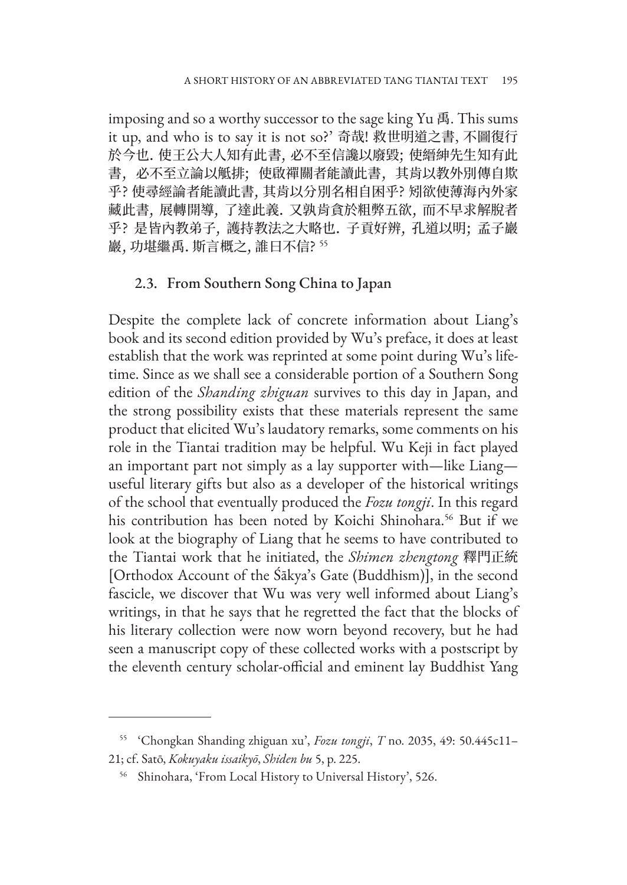imposing and so a worthy successor to the sage king Yu 禹. This sums it up, and who is to say it is not so?' 奇哉! 救世明道之書, 不圖復行於今也. 使王公大人知有此書, 必不至信讒以廢毀; 使縉紳先生知有此書, 必不至立論以觝排; 使啟禪關者能讀此書, 其肯以教外別傳自欺乎? 使尋經論者能讀此書, 其肯以分別名相自困乎? 矧欲使薄海內外家藏此書, 展轉開導, 了達此義. 又孰肯貪於粗弊五欲, 而不早求解脫者乎? 是皆內教弟子, 護持教法之大略也. 子貢好辨, 孔道以明; 孟子巖巖, 功堪繼禹. 斯言概之, 誰曰不信? [55]

### 2.3. From Southern Song China to Japan

Despite the complete lack of concrete information about Liang's book and its second edition provided by Wu's preface, it does at least establish that the work was reprinted at some point during Wu's lifetime. Since as we shall see a considerable portion of a Southern Song edition of the *Shanding zhiguan* survives to this day in Japan, and the strong possibility exists that these materials represent the same product that elicited Wu's laudatory remarks, some comments on his role in the Tiantai tradition may be helpful. Wu Keji in fact played an important part not simply as a lay supporter with—like Liang—useful literary gifts but also as a developer of the historical writings of the school that eventually produced the *Fozu tongji*. In this regard his contribution has been noted by Koichi Shinohara.[56] But if we look at the biography of Liang that he seems to have contributed to the Tiantai work that he initiated, the *Shimen zhengtong* 釋門正統 [Orthodox Account of the Śākya's Gate (Buddhism)], in the second fascicle, we discover that Wu was very well informed about Liang's writings, in that he says that he regretted the fact that the blocks of his literary collection were now worn beyond recovery, but he had seen a manuscript copy of these collected works with a postscript by the eleventh century scholar-official and eminent lay Buddhist Yang

---

[55] 'Chongkan Shanding zhiguan xu', *Fozu tongji*, *T* no. 2035, 49: 50.445c11–21; cf. Satō, *Kokuyaku issaikyō*, *Shiden bu* 5, p. 225.

[56] Shinohara, 'From Local History to Universal History', 526.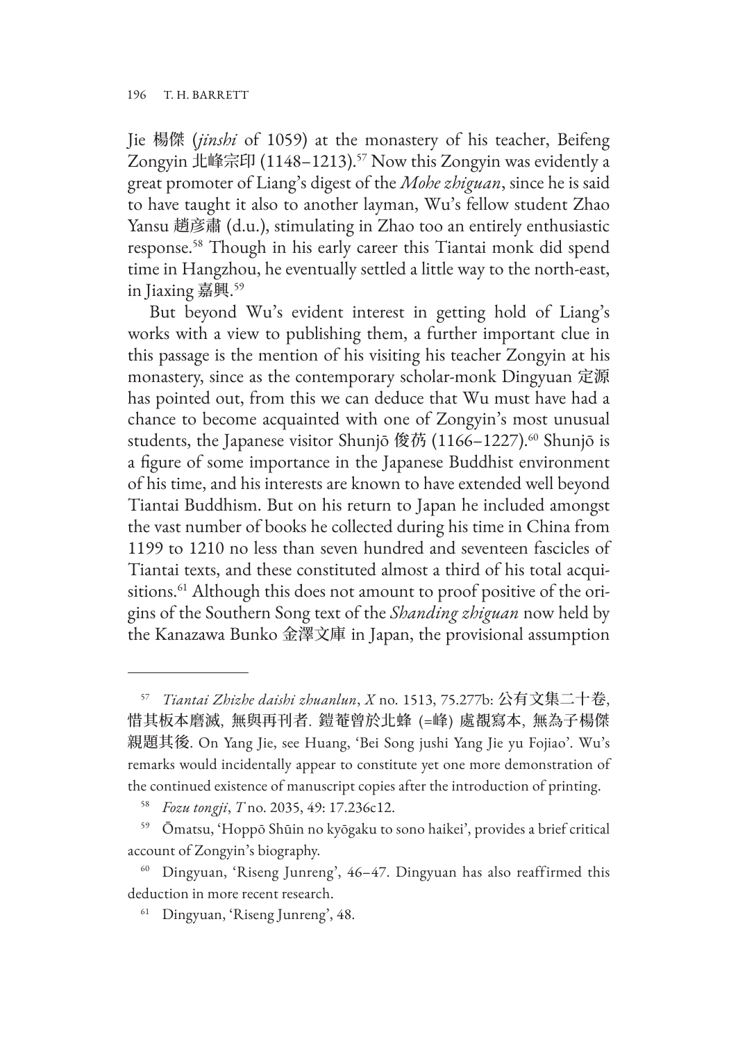Jie 楊傑 (*jinshi* of 1059) at the monastery of his teacher, Beifeng Zongyin 北峰宗印 (1148–1213).[57] Now this Zongyin was evidently a great promoter of Liang's digest of the *Mohe zhiguan*, since he is said to have taught it also to another layman, Wu's fellow student Zhao Yansu 趙彥肅 (d.u.), stimulating in Zhao too an entirely enthusiastic response.[58] Though in his early career this Tiantai monk did spend time in Hangzhou, he eventually settled a little way to the north-east, in Jiaxing 嘉興.[59]

But beyond Wu's evident interest in getting hold of Liang's works with a view to publishing them, a further important clue in this passage is the mention of his visiting his teacher Zongyin at his monastery, since as the contemporary scholar-monk Dingyuan 定源 has pointed out, from this we can deduce that Wu must have had a chance to become acquainted with one of Zongyin's most unusual students, the Japanese visitor Shunjō 俊芿 (1166–1227).[60] Shunjō is a figure of some importance in the Japanese Buddhist environment of his time, and his interests are known to have extended well beyond Tiantai Buddhism. But on his return to Japan he included amongst the vast number of books he collected during his time in China from 1199 to 1210 no less than seven hundred and seventeen fascicles of Tiantai texts, and these constituted almost a third of his total acquisitions.[61] Although this does not amount to proof positive of the origins of the Southern Song text of the *Shanding zhiguan* now held by the Kanazawa Bunko 金澤文庫 in Japan, the provisional assumption

---

[57] *Tiantai Zhizhe daishi zhuanlun*, *X* no. 1513, 75.277b: 公有文集二十卷, 惜其板本磨滅, 無與再刊者. 鎧菴曾於北蜂 (=峰) 處覩寫本, 無為子楊傑親題其後. On Yang Jie, see Huang, 'Bei Song jushi Yang Jie yu Fojiao'. Wu's remarks would incidentally appear to constitute yet one more demonstration of the continued existence of manuscript copies after the introduction of printing.

[58] *Fozu tongji*, *T* no. 2035, 49: 17.236c12.

[59] Ōmatsu, 'Hoppō Shūin no kyōgaku to sono haikei', provides a brief critical account of Zongyin's biography.

[60] Dingyuan, 'Riseng Junreng', 46–47. Dingyuan has also reaffirmed this deduction in more recent research.

[61] Dingyuan, 'Riseng Junreng', 48.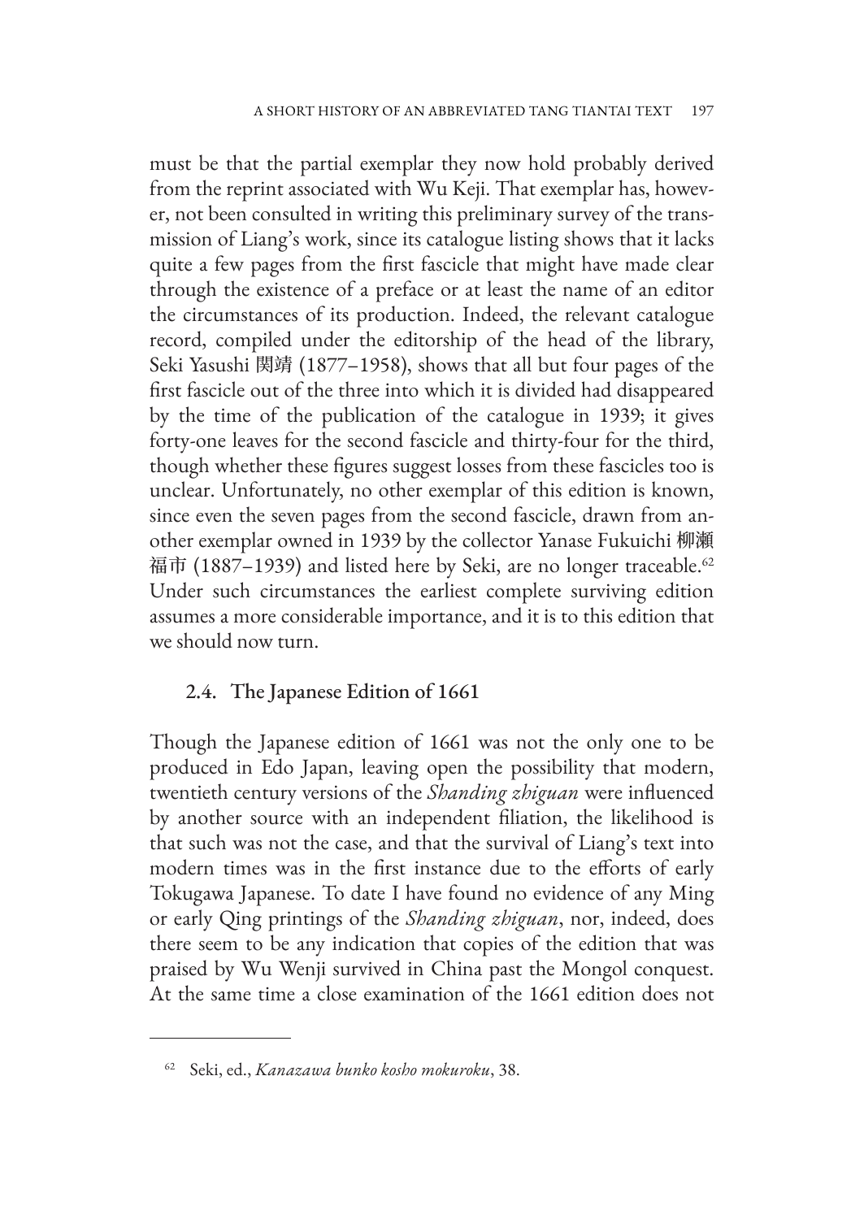must be that the partial exemplar they now hold probably derived from the reprint associated with Wu Keji. That exemplar has, however, not been consulted in writing this preliminary survey of the transmission of Liang's work, since its catalogue listing shows that it lacks quite a few pages from the first fascicle that might have made clear through the existence of a preface or at least the name of an editor the circumstances of its production. Indeed, the relevant catalogue record, compiled under the editorship of the head of the library, Seki Yasushi 関靖 (1877–1958), shows that all but four pages of the first fascicle out of the three into which it is divided had disappeared by the time of the publication of the catalogue in 1939; it gives forty-one leaves for the second fascicle and thirty-four for the third, though whether these figures suggest losses from these fascicles too is unclear. Unfortunately, no other exemplar of this edition is known, since even the seven pages from the second fascicle, drawn from another exemplar owned in 1939 by the collector Yanase Fukuichi 柳瀬福市 (1887–1939) and listed here by Seki, are no longer traceable.[62] Under such circumstances the earliest complete surviving edition assumes a more considerable importance, and it is to this edition that we should now turn.

## 2.4. The Japanese Edition of 1661

Though the Japanese edition of 1661 was not the only one to be produced in Edo Japan, leaving open the possibility that modern, twentieth century versions of the *Shanding zhiguan* were influenced by another source with an independent filiation, the likelihood is that such was not the case, and that the survival of Liang's text into modern times was in the first instance due to the efforts of early Tokugawa Japanese. To date I have found no evidence of any Ming or early Qing printings of the *Shanding zhiguan*, nor, indeed, does there seem to be any indication that copies of the edition that was praised by Wu Wenji survived in China past the Mongol conquest. At the same time a close examination of the 1661 edition does not

[62] Seki, ed., *Kanazawa bunko kosho mokuroku*, 38.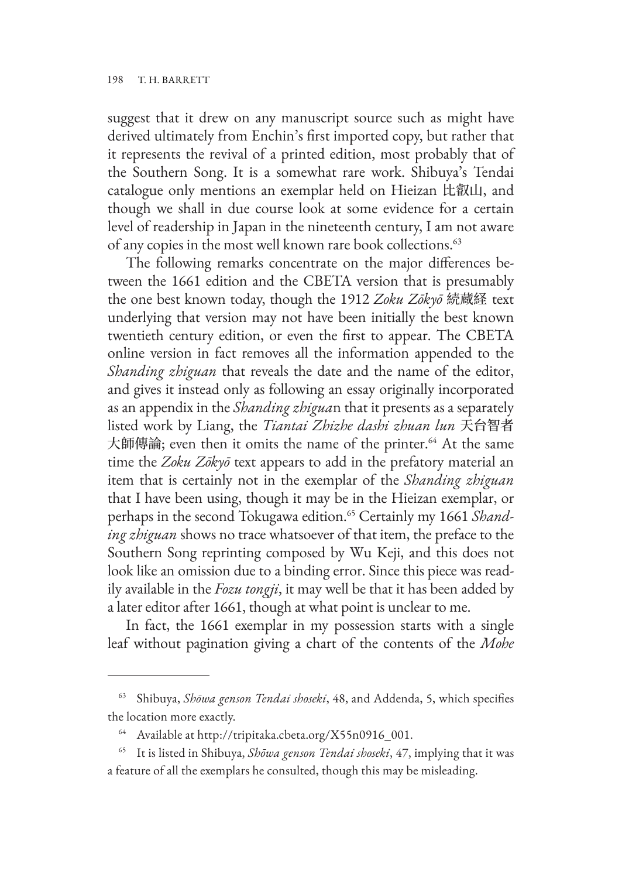suggest that it drew on any manuscript source such as might have derived ultimately from Enchin's first imported copy, but rather that it represents the revival of a printed edition, most probably that of the Southern Song. It is a somewhat rare work. Shibuya's Tendai catalogue only mentions an exemplar held on Hieizan 比叡山, and though we shall in due course look at some evidence for a certain level of readership in Japan in the nineteenth century, I am not aware of any copies in the most well known rare book collections.[63]

The following remarks concentrate on the major differences between the 1661 edition and the CBETA version that is presumably the one best known today, though the 1912 *Zoku Zōkyō* 続蔵経 text underlying that version may not have been initially the best known twentieth century edition, or even the first to appear. The CBETA online version in fact removes all the information appended to the *Shanding zhiguan* that reveals the date and the name of the editor, and gives it instead only as following an essay originally incorporated as an appendix in the *Shanding zhiguan* that it presents as a separately listed work by Liang, the *Tiantai Zhizhe dashi zhuan lun* 天台智者大師傳論; even then it omits the name of the printer.[64] At the same time the *Zoku Zōkyō* text appears to add in the prefatory material an item that is certainly not in the exemplar of the *Shanding zhiguan* that I have been using, though it may be in the Hieizan exemplar, or perhaps in the second Tokugawa edition.[65] Certainly my 1661 *Shanding zhiguan* shows no trace whatsoever of that item, the preface to the Southern Song reprinting composed by Wu Keji, and this does not look like an omission due to a binding error. Since this piece was readily available in the *Fozu tongji*, it may well be that it has been added by a later editor after 1661, though at what point is unclear to me.

In fact, the 1661 exemplar in my possession starts with a single leaf without pagination giving a chart of the contents of the *Mohe*

---

[63] Shibuya, *Shōwa genson Tendai shoseki*, 48, and Addenda, 5, which specifies the location more exactly.

[64] Available at http://tripitaka.cbeta.org/X55n0916_001.

[65] It is listed in Shibuya, *Shōwa genson Tendai shoseki*, 47, implying that it was a feature of all the exemplars he consulted, though this may be misleading.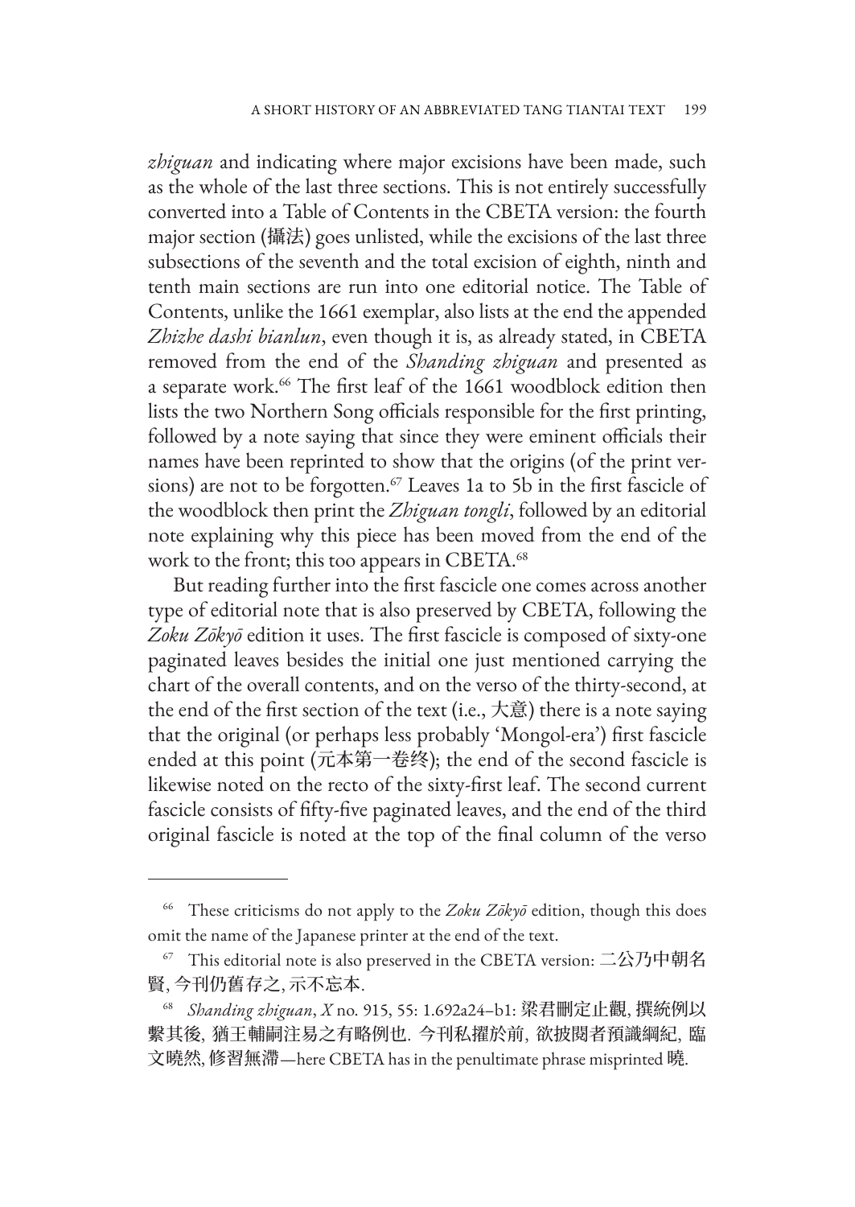*zhiguan* and indicating where major excisions have been made, such as the whole of the last three sections. This is not entirely successfully converted into a Table of Contents in the CBETA version: the fourth major section (攝法) goes unlisted, while the excisions of the last three subsections of the seventh and the total excision of eighth, ninth and tenth main sections are run into one editorial notice. The Table of Contents, unlike the 1661 exemplar, also lists at the end the appended *Zhizhe dashi bianlun*, even though it is, as already stated, in CBETA removed from the end of the *Shanding zhiguan* and presented as a separate work.[66] The first leaf of the 1661 woodblock edition then lists the two Northern Song officials responsible for the first printing, followed by a note saying that since they were eminent officials their names have been reprinted to show that the origins (of the print versions) are not to be forgotten.[67] Leaves 1a to 5b in the first fascicle of the woodblock then print the *Zhiguan tongli*, followed by an editorial note explaining why this piece has been moved from the end of the work to the front; this too appears in CBETA.[68]

But reading further into the first fascicle one comes across another type of editorial note that is also preserved by CBETA, following the *Zoku Zōkyō* edition it uses. The first fascicle is composed of sixty-one paginated leaves besides the initial one just mentioned carrying the chart of the overall contents, and on the verso of the thirty-second, at the end of the first section of the text (i.e., 大意) there is a note saying that the original (or perhaps less probably 'Mongol-era') first fascicle ended at this point (元本第一卷终); the end of the second fascicle is likewise noted on the recto of the sixty-first leaf. The second current fascicle consists of fifty-five paginated leaves, and the end of the third original fascicle is noted at the top of the final column of the verso

---

[66] These criticisms do not apply to the *Zoku Zōkyō* edition, though this does omit the name of the Japanese printer at the end of the text.

[67] This editorial note is also preserved in the CBETA version: 二公乃中朝名賢, 今刊仍舊存之, 示不忘本.

[68] *Shanding zhiguan*, *X* no. 915, 55: 1.692a24–b1: 梁君刪定止觀, 撰統例以繫其後, 猶王輔嗣注易之有略例也. 今刊私擢於前, 欲披閱者預識綱紀, 臨文曉然, 修習無滯—here CBETA has in the penultimate phrase misprinted 曉.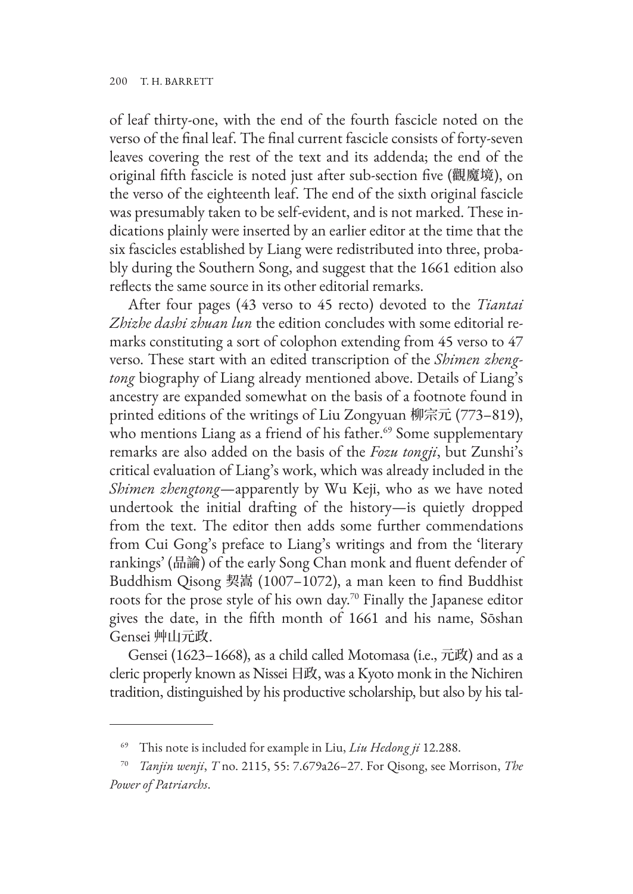of leaf thirty-one, with the end of the fourth fascicle noted on the verso of the final leaf. The final current fascicle consists of forty-seven leaves covering the rest of the text and its addenda; the end of the original fifth fascicle is noted just after sub-section five (觀魔境), on the verso of the eighteenth leaf. The end of the sixth original fascicle was presumably taken to be self-evident, and is not marked. These indications plainly were inserted by an earlier editor at the time that the six fascicles established by Liang were redistributed into three, probably during the Southern Song, and suggest that the 1661 edition also reflects the same source in its other editorial remarks.

After four pages (43 verso to 45 recto) devoted to the *Tiantai Zhizhe dashi zhuan lun* the edition concludes with some editorial remarks constituting a sort of colophon extending from 45 verso to 47 verso. These start with an edited transcription of the *Shimen zhengtong* biography of Liang already mentioned above. Details of Liang's ancestry are expanded somewhat on the basis of a footnote found in printed editions of the writings of Liu Zongyuan 柳宗元 (773–819), who mentions Liang as a friend of his father.[69] Some supplementary remarks are also added on the basis of the *Fozu tongji*, but Zunshi's critical evaluation of Liang's work, which was already included in the *Shimen zhengtong*—apparently by Wu Keji, who as we have noted undertook the initial drafting of the history—is quietly dropped from the text. The editor then adds some further commendations from Cui Gong's preface to Liang's writings and from the 'literary rankings' (品論) of the early Song Chan monk and fluent defender of Buddhism Qisong 契嵩 (1007–1072), a man keen to find Buddhist roots for the prose style of his own day.[70] Finally the Japanese editor gives the date, in the fifth month of 1661 and his name, Sōshan Gensei 艸山元政.

Gensei (1623–1668), as a child called Motomasa (i.e., 元政) and as a cleric properly known as Nissei 日政, was a Kyoto monk in the Nichiren tradition, distinguished by his productive scholarship, but also by his tal-

---

[69] This note is included for example in Liu, *Liu Hedong ji* 12.288.

[70] *Tanjin wenji*, *T* no. 2115, 55: 7.679a26–27. For Qisong, see Morrison, *The Power of Patriarchs*.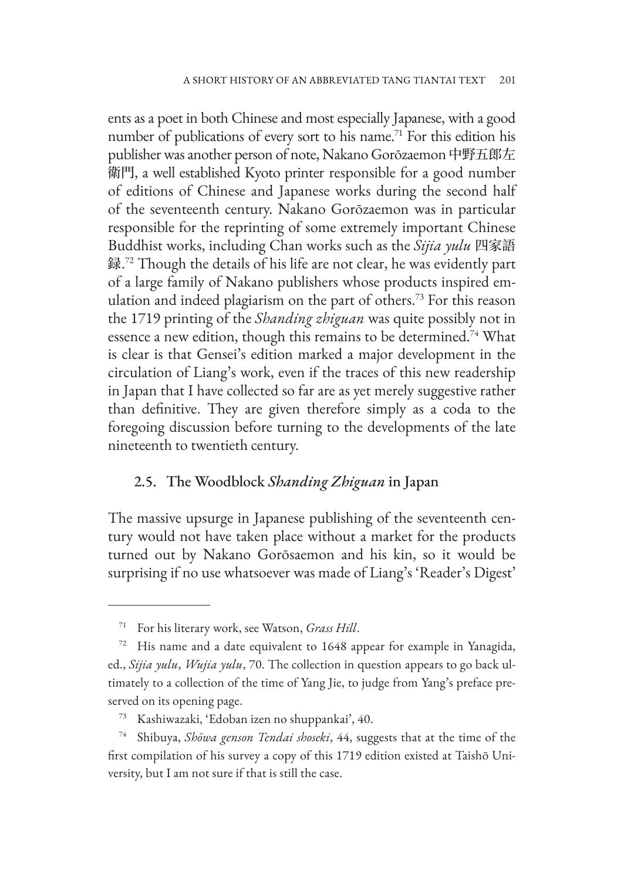ents as a poet in both Chinese and most especially Japanese, with a good number of publications of every sort to his name.[71] For this edition his publisher was another person of note, Nakano Gorōzaemon 中野五郎左衛門, a well established Kyoto printer responsible for a good number of editions of Chinese and Japanese works during the second half of the seventeenth century. Nakano Gorōzaemon was in particular responsible for the reprinting of some extremely important Chinese Buddhist works, including Chan works such as the *Sijia yulu* 四家語録.[72] Though the details of his life are not clear, he was evidently part of a large family of Nakano publishers whose products inspired emulation and indeed plagiarism on the part of others.[73] For this reason the 1719 printing of the *Shanding zhiguan* was quite possibly not in essence a new edition, though this remains to be determined.[74] What is clear is that Gensei's edition marked a major development in the circulation of Liang's work, even if the traces of this new readership in Japan that I have collected so far are as yet merely suggestive rather than definitive. They are given therefore simply as a coda to the foregoing discussion before turning to the developments of the late nineteenth to twentieth century.

## 2.5. The Woodblock *Shanding Zhiguan* in Japan

The massive upsurge in Japanese publishing of the seventeenth century would not have taken place without a market for the products turned out by Nakano Gorōsaemon and his kin, so it would be surprising if no use whatsoever was made of Liang's 'Reader's Digest'

---

[71] For his literary work, see Watson, *Grass Hill*.

[72] His name and a date equivalent to 1648 appear for example in Yanagida, ed., *Sijia yulu*, *Wujia yulu*, 70. The collection in question appears to go back ultimately to a collection of the time of Yang Jie, to judge from Yang's preface preserved on its opening page.

[73] Kashiwazaki, 'Edoban izen no shuppankai', 40.

[74] Shibuya, *Shōwa genson Tendai shoseki*, 44, suggests that at the time of the first compilation of his survey a copy of this 1719 edition existed at Taishō University, but I am not sure if that is still the case.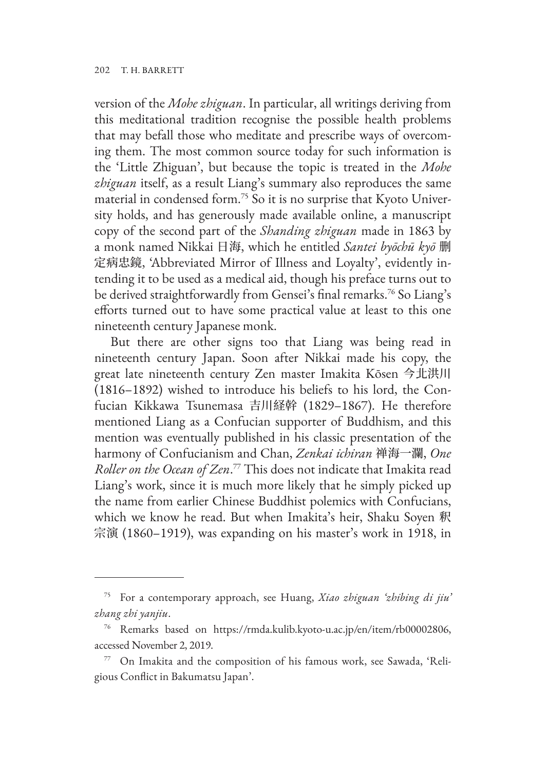version of the *Mohe zhiguan*. In particular, all writings deriving from this meditational tradition recognise the possible health problems that may befall those who meditate and prescribe ways of overcoming them. The most common source today for such information is the 'Little Zhiguan', but because the topic is treated in the *Mohe zhiguan* itself, as a result Liang's summary also reproduces the same material in condensed form.[75] So it is no surprise that Kyoto University holds, and has generously made available online, a manuscript copy of the second part of the *Shanding zhiguan* made in 1863 by a monk named Nikkai 日海, which he entitled *Santei byōchū kyō* 删定病忠鏡, 'Abbreviated Mirror of Illness and Loyalty', evidently intending it to be used as a medical aid, though his preface turns out to be derived straightforwardly from Gensei's final remarks.[76] So Liang's efforts turned out to have some practical value at least to this one nineteenth century Japanese monk.

But there are other signs too that Liang was being read in nineteenth century Japan. Soon after Nikkai made his copy, the great late nineteenth century Zen master Imakita Kōsen 今北洪川 (1816–1892) wished to introduce his beliefs to his lord, the Confucian Kikkawa Tsunemasa 吉川経幹 (1829–1867). He therefore mentioned Liang as a Confucian supporter of Buddhism, and this mention was eventually published in his classic presentation of the harmony of Confucianism and Chan, *Zenkai ichiran* 禅海一瀾, *One Roller on the Ocean of Zen*.[77] This does not indicate that Imakita read Liang's work, since it is much more likely that he simply picked up the name from earlier Chinese Buddhist polemics with Confucians, which we know he read. But when Imakita's heir, Shaku Soyen 釈宗演 (1860–1919), was expanding on his master's work in 1918, in

---

[75] For a contemporary approach, see Huang, *Xiao zhiguan 'zhibing di jiu' zhang zhi yanjiu*.

[76] Remarks based on https://rmda.kulib.kyoto-u.ac.jp/en/item/rb00002806, accessed November 2, 2019.

[77] On Imakita and the composition of his famous work, see Sawada, 'Religious Conflict in Bakumatsu Japan'.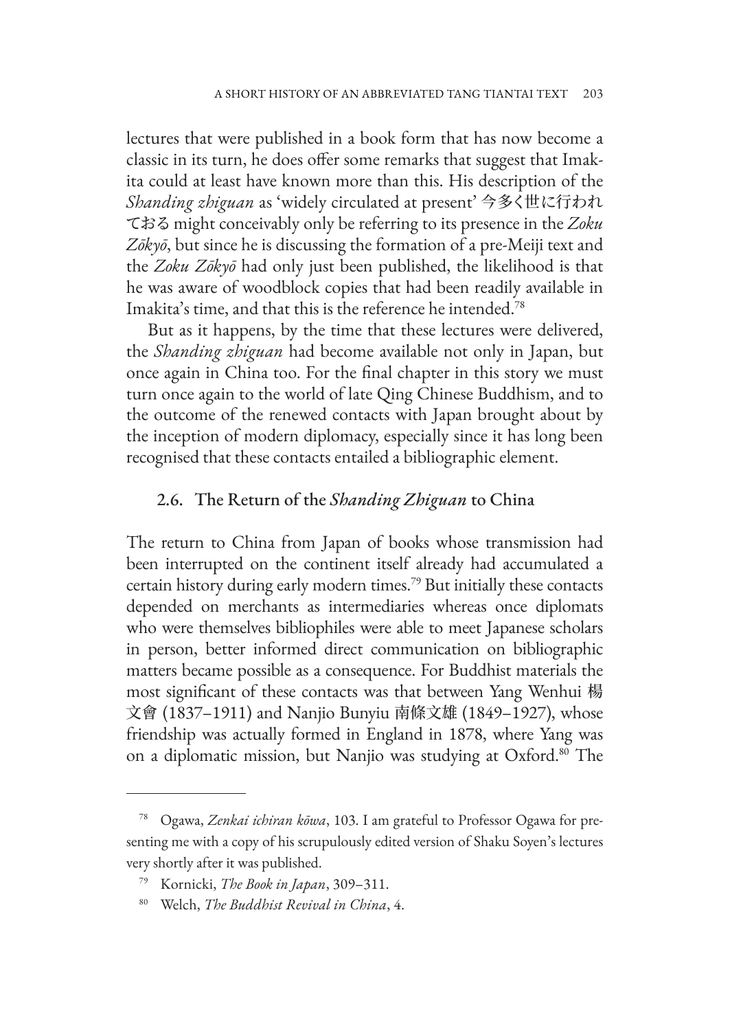lectures that were published in a book form that has now become a classic in its turn, he does offer some remarks that suggest that Imakita could at least have known more than this. His description of the *Shanding zhiguan* as 'widely circulated at present' 今多く世に行われておる might conceivably only be referring to its presence in the *Zoku Zōkyō*, but since he is discussing the formation of a pre-Meiji text and the *Zoku Zōkyō* had only just been published, the likelihood is that he was aware of woodblock copies that had been readily available in Imakita's time, and that this is the reference he intended.[78]

But as it happens, by the time that these lectures were delivered, the *Shanding zhiguan* had become available not only in Japan, but once again in China too. For the final chapter in this story we must turn once again to the world of late Qing Chinese Buddhism, and to the outcome of the renewed contacts with Japan brought about by the inception of modern diplomacy, especially since it has long been recognised that these contacts entailed a bibliographic element.

## 2.6. The Return of the *Shanding Zhiguan* to China

The return to China from Japan of books whose transmission had been interrupted on the continent itself already had accumulated a certain history during early modern times.[79] But initially these contacts depended on merchants as intermediaries whereas once diplomats who were themselves bibliophiles were able to meet Japanese scholars in person, better informed direct communication on bibliographic matters became possible as a consequence. For Buddhist materials the most significant of these contacts was that between Yang Wenhui 楊文會 (1837–1911) and Nanjio Bunyiu 南條文雄 (1849–1927), whose friendship was actually formed in England in 1878, where Yang was on a diplomatic mission, but Nanjio was studying at Oxford.[80] The

---

[78] Ogawa, *Zenkai ichiran kōwa*, 103. I am grateful to Professor Ogawa for presenting me with a copy of his scrupulously edited version of Shaku Soyen's lectures very shortly after it was published.

[79] Kornicki, *The Book in Japan*, 309–311.

[80] Welch, *The Buddhist Revival in China*, 4.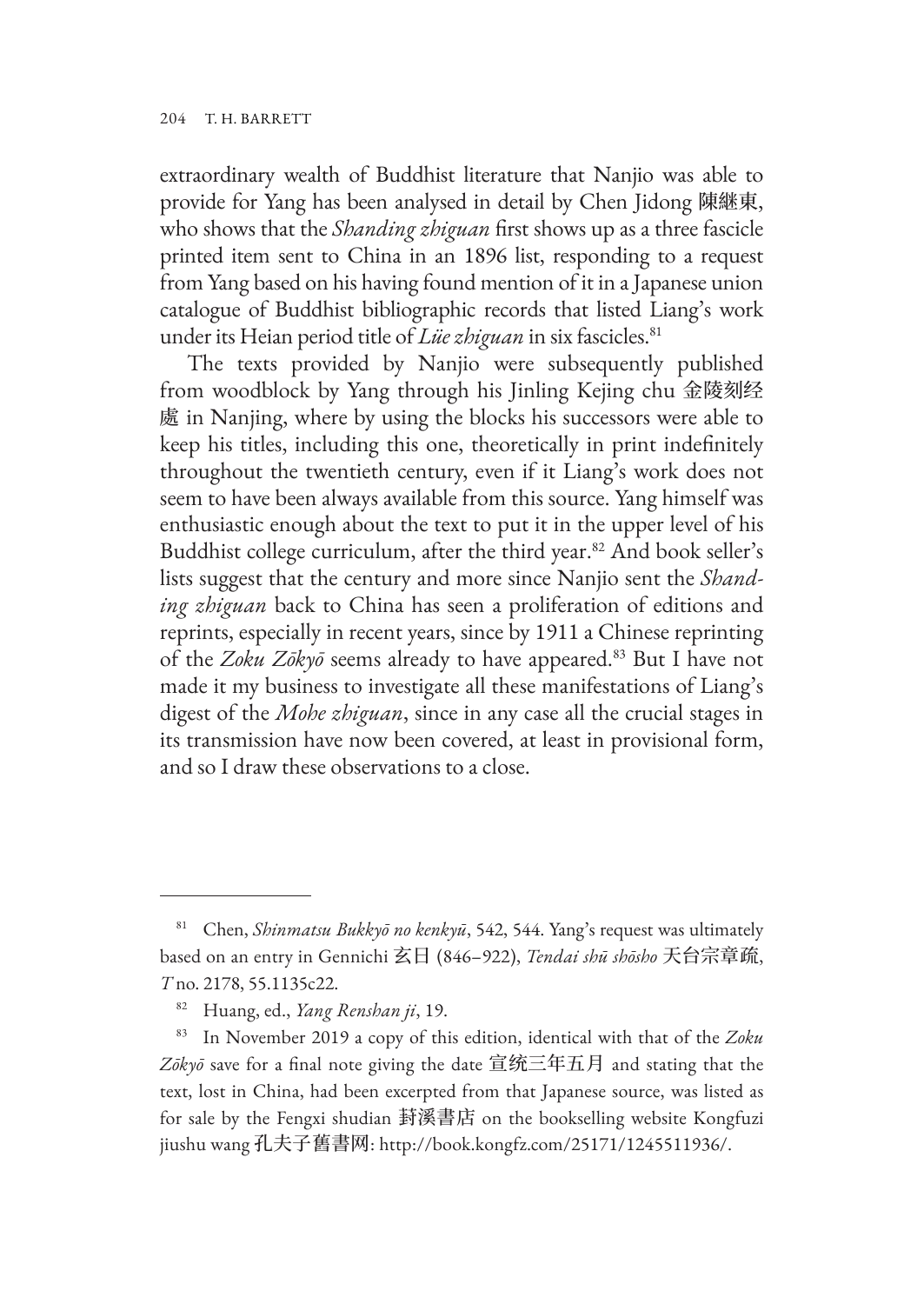extraordinary wealth of Buddhist literature that Nanjio was able to provide for Yang has been analysed in detail by Chen Jidong 陳繼東, who shows that the *Shanding zhiguan* first shows up as a three fascicle printed item sent to China in an 1896 list, responding to a request from Yang based on his having found mention of it in a Japanese union catalogue of Buddhist bibliographic records that listed Liang's work under its Heian period title of *Lüe zhiguan* in six fascicles.[81]

The texts provided by Nanjio were subsequently published from woodblock by Yang through his Jinling Kejing chu 金陵刻经處 in Nanjing, where by using the blocks his successors were able to keep his titles, including this one, theoretically in print indefinitely throughout the twentieth century, even if it Liang's work does not seem to have been always available from this source. Yang himself was enthusiastic enough about the text to put it in the upper level of his Buddhist college curriculum, after the third year.[82] And book seller's lists suggest that the century and more since Nanjio sent the *Shanding zhiguan* back to China has seen a proliferation of editions and reprints, especially in recent years, since by 1911 a Chinese reprinting of the *Zoku Zōkyō* seems already to have appeared.[83] But I have not made it my business to investigate all these manifestations of Liang's digest of the *Mohe zhiguan*, since in any case all the crucial stages in its transmission have now been covered, at least in provisional form, and so I draw these observations to a close.

---

[81] Chen, *Shinmatsu Bukkyō no kenkyū*, 542, 544. Yang's request was ultimately based on an entry in Gennichi 玄日 (846–922), *Tendai shū shōsho* 天台宗章疏, *T* no. 2178, 55.1135c22.

[82] Huang, ed., *Yang Renshan ji*, 19.

[83] In November 2019 a copy of this edition, identical with that of the *Zoku Zōkyō* save for a final note giving the date 宣统三年五月 and stating that the text, lost in China, had been excerpted from that Japanese source, was listed as for sale by the Fengxi shudian 葑溪書店 on the bookselling website Kongfuzi jiushu wang 孔夫子舊書网: http://book.kongfz.com/25171/1245511936/.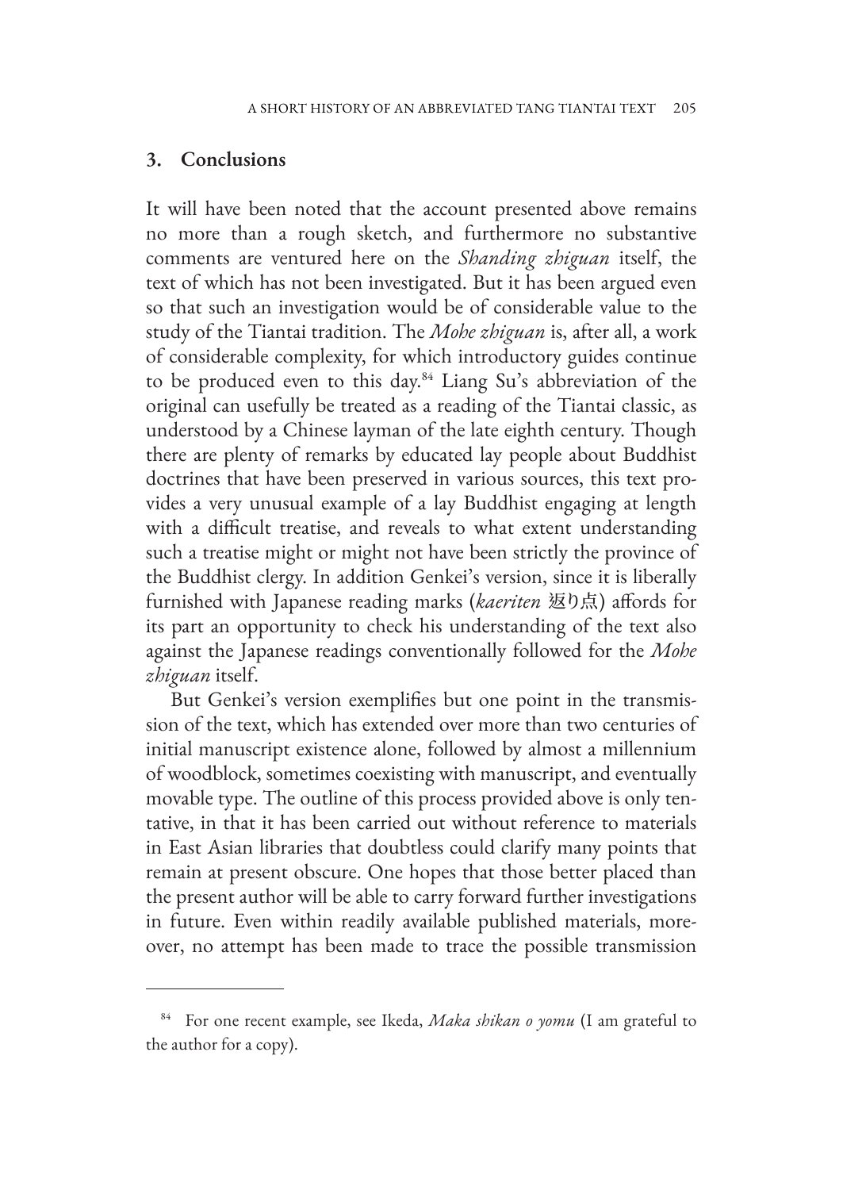## 3. Conclusions

It will have been noted that the account presented above remains no more than a rough sketch, and furthermore no substantive comments are ventured here on the *Shanding zhiguan* itself, the text of which has not been investigated. But it has been argued even so that such an investigation would be of considerable value to the study of the Tiantai tradition. The *Mohe zhiguan* is, after all, a work of considerable complexity, for which introductory guides continue to be produced even to this day.[84] Liang Su's abbreviation of the original can usefully be treated as a reading of the Tiantai classic, as understood by a Chinese layman of the late eighth century. Though there are plenty of remarks by educated lay people about Buddhist doctrines that have been preserved in various sources, this text provides a very unusual example of a lay Buddhist engaging at length with a difficult treatise, and reveals to what extent understanding such a treatise might or might not have been strictly the province of the Buddhist clergy. In addition Genkei's version, since it is liberally furnished with Japanese reading marks (*kaeriten* 返り点) affords for its part an opportunity to check his understanding of the text also against the Japanese readings conventionally followed for the *Mohe zhiguan* itself.

But Genkei's version exemplifies but one point in the transmission of the text, which has extended over more than two centuries of initial manuscript existence alone, followed by almost a millennium of woodblock, sometimes coexisting with manuscript, and eventually movable type. The outline of this process provided above is only tentative, in that it has been carried out without reference to materials in East Asian libraries that doubtless could clarify many points that remain at present obscure. One hopes that those better placed than the present author will be able to carry forward further investigations in future. Even within readily available published materials, moreover, no attempt has been made to trace the possible transmission

---

[84] For one recent example, see Ikeda, *Maka shikan o yomu* (I am grateful to the author for a copy).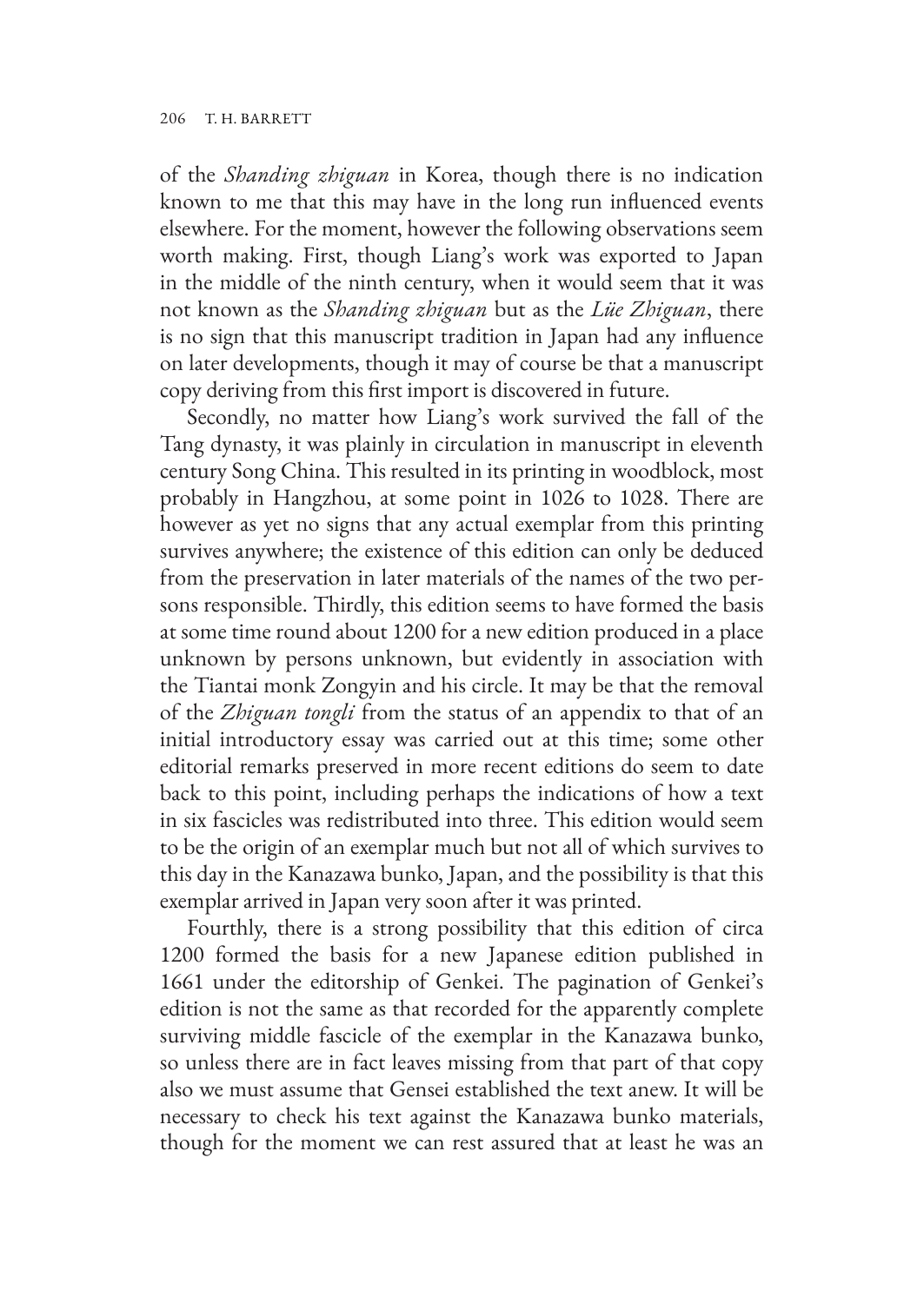of the *Shanding zhiguan* in Korea, though there is no indication known to me that this may have in the long run influenced events elsewhere. For the moment, however the following observations seem worth making. First, though Liang's work was exported to Japan in the middle of the ninth century, when it would seem that it was not known as the *Shanding zhiguan* but as the *Lüe Zhiguan*, there is no sign that this manuscript tradition in Japan had any influence on later developments, though it may of course be that a manuscript copy deriving from this first import is discovered in future.

Secondly, no matter how Liang's work survived the fall of the Tang dynasty, it was plainly in circulation in manuscript in eleventh century Song China. This resulted in its printing in woodblock, most probably in Hangzhou, at some point in 1026 to 1028. There are however as yet no signs that any actual exemplar from this printing survives anywhere; the existence of this edition can only be deduced from the preservation in later materials of the names of the two persons responsible. Thirdly, this edition seems to have formed the basis at some time round about 1200 for a new edition produced in a place unknown by persons unknown, but evidently in association with the Tiantai monk Zongyin and his circle. It may be that the removal of the *Zhiguan tongli* from the status of an appendix to that of an initial introductory essay was carried out at this time; some other editorial remarks preserved in more recent editions do seem to date back to this point, including perhaps the indications of how a text in six fascicles was redistributed into three. This edition would seem to be the origin of an exemplar much but not all of which survives to this day in the Kanazawa bunko, Japan, and the possibility is that this exemplar arrived in Japan very soon after it was printed.

Fourthly, there is a strong possibility that this edition of circa 1200 formed the basis for a new Japanese edition published in 1661 under the editorship of Genkei. The pagination of Genkei's edition is not the same as that recorded for the apparently complete surviving middle fascicle of the exemplar in the Kanazawa bunko, so unless there are in fact leaves missing from that part of that copy also we must assume that Gensei established the text anew. It will be necessary to check his text against the Kanazawa bunko materials, though for the moment we can rest assured that at least he was an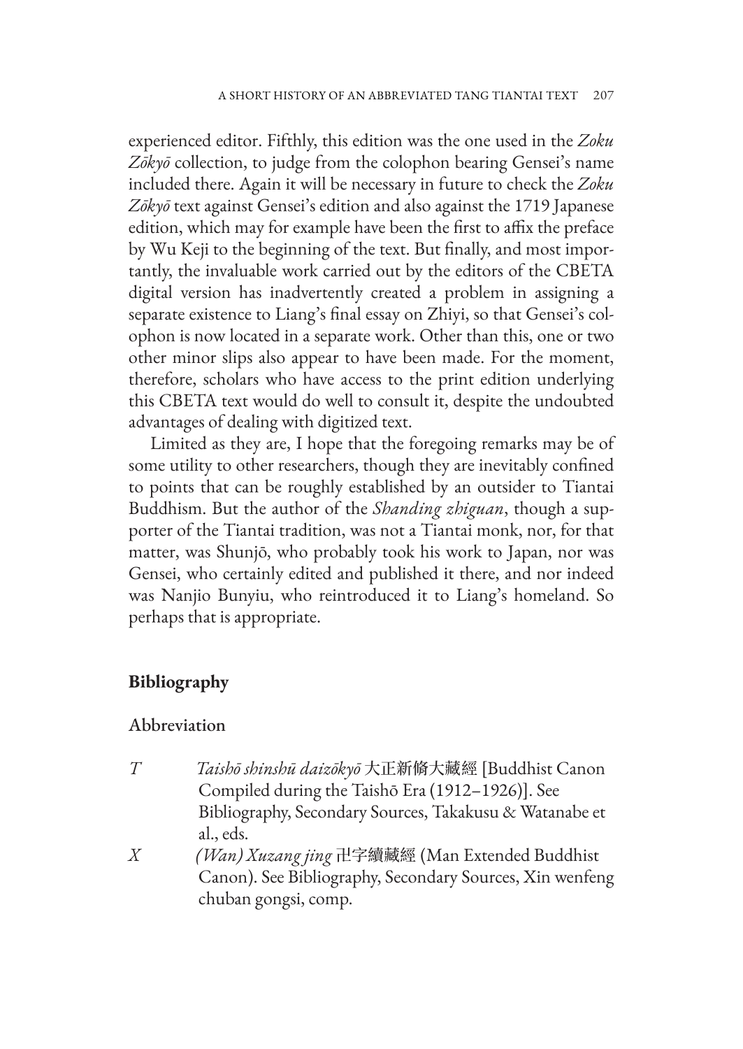experienced editor. Fifthly, this edition was the one used in the *Zoku Zōkyō* collection, to judge from the colophon bearing Gensei's name included there. Again it will be necessary in future to check the *Zoku Zōkyō* text against Gensei's edition and also against the 1719 Japanese edition, which may for example have been the first to affix the preface by Wu Keji to the beginning of the text. But finally, and most importantly, the invaluable work carried out by the editors of the CBETA digital version has inadvertently created a problem in assigning a separate existence to Liang's final essay on Zhiyi, so that Gensei's colophon is now located in a separate work. Other than this, one or two other minor slips also appear to have been made. For the moment, therefore, scholars who have access to the print edition underlying this CBETA text would do well to consult it, despite the undoubted advantages of dealing with digitized text.

Limited as they are, I hope that the foregoing remarks may be of some utility to other researchers, though they are inevitably confined to points that can be roughly established by an outsider to Tiantai Buddhism. But the author of the *Shanding zhiguan*, though a supporter of the Tiantai tradition, was not a Tiantai monk, nor, for that matter, was Shunjō, who probably took his work to Japan, nor was Gensei, who certainly edited and published it there, and nor indeed was Nanjio Bunyiu, who reintroduced it to Liang's homeland. So perhaps that is appropriate.

## Bibliography

### Abbreviation

*T* *Taishō shinshū daizōkyō* 大正新脩大藏經 [Buddhist Canon Compiled during the Taishō Era (1912–1926)]. See Bibliography, Secondary Sources, Takakusu & Watanabe et al., eds.

*X* *(Wan) Xuzang jing* 卍字續藏經 (Man Extended Buddhist Canon). See Bibliography, Secondary Sources, Xin wenfeng chuban gongsi, comp.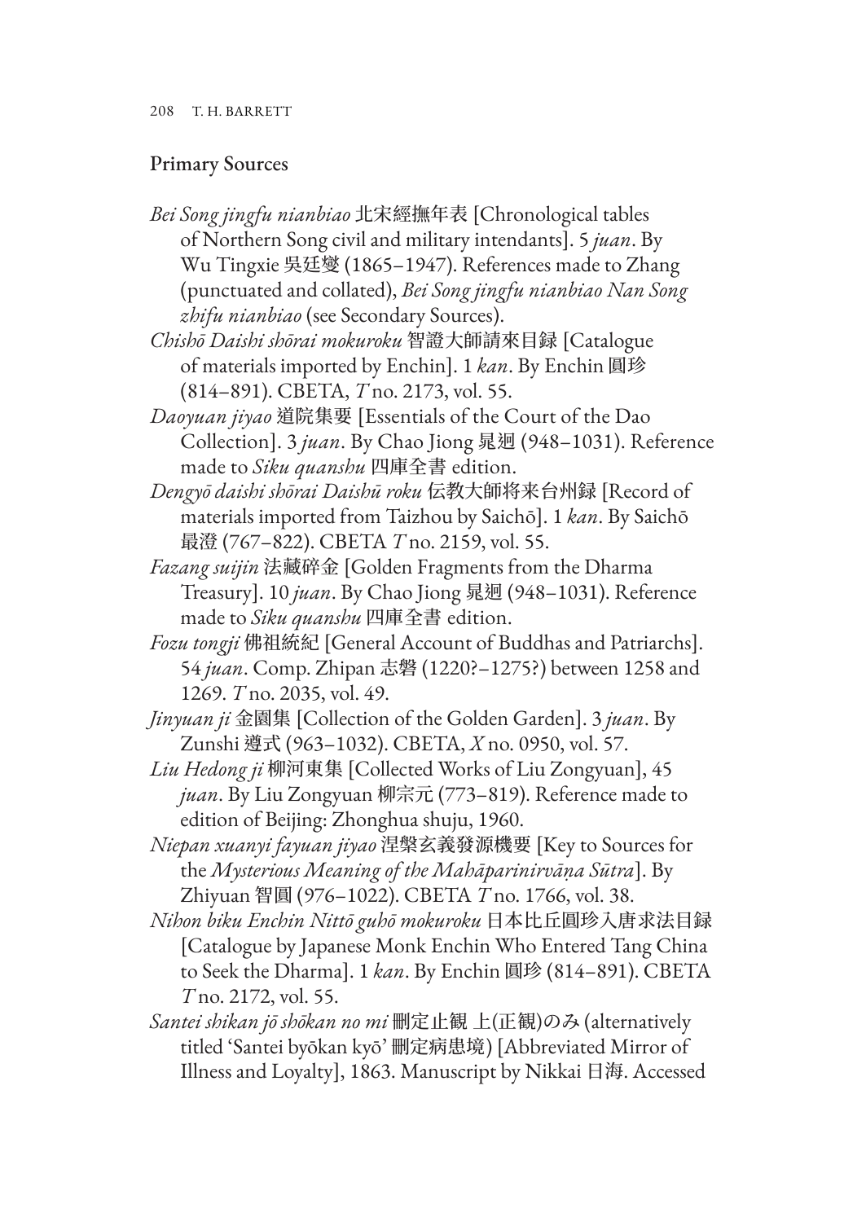## Primary Sources

*Bei Song jingfu nianbiao* 北宋經撫年表 [Chronological tables of Northern Song civil and military intendants]. 5 *juan*. By Wu Tingxie 吳廷燮 (1865–1947). References made to Zhang (punctuated and collated), *Bei Song jingfu nianbiao Nan Song zhifu nianbiao* (see Secondary Sources).

*Chishō Daishi shōrai mokuroku* 智證大師請來目録 [Catalogue of materials imported by Enchin]. 1 *kan*. By Enchin 圓珍 (814–891). CBETA, *T* no. 2173, vol. 55.

*Daoyuan jiyao* 道院集要 [Essentials of the Court of the Dao Collection]. 3 *juan*. By Chao Jiong 晁迥 (948–1031). Reference made to *Siku quanshu* 四庫全書 edition.

*Dengyō daishi shōrai Daishū roku* 伝教大師将来台州録 [Record of materials imported from Taizhou by Saichō]. 1 *kan*. By Saichō 最澄 (767–822). CBETA *T* no. 2159, vol. 55.

*Fazang suijin* 法藏碎金 [Golden Fragments from the Dharma Treasury]. 10 *juan*. By Chao Jiong 晁迥 (948–1031). Reference made to *Siku quanshu* 四庫全書 edition.

*Fozu tongji* 佛祖統紀 [General Account of Buddhas and Patriarchs]. 54 *juan*. Comp. Zhipan 志磐 (1220?–1275?) between 1258 and 1269. *T* no. 2035, vol. 49.

*Jinyuan ji* 金園集 [Collection of the Golden Garden]. 3 *juan*. By Zunshi 遵式 (963–1032). CBETA, *X* no. 0950, vol. 57.

*Liu Hedong ji* 柳河東集 [Collected Works of Liu Zongyuan], 45 *juan*. By Liu Zongyuan 柳宗元 (773–819). Reference made to edition of Beijing: Zhonghua shuju, 1960.

*Niepan xuanyi fayuan jiyao* 涅槃玄義發源機要 [Key to Sources for the *Mysterious Meaning of the Mahāparinirvāṇa Sūtra*]. By Zhiyuan 智圓 (976–1022). CBETA *T* no. 1766, vol. 38.

*Nihon biku Enchin Nittō guhō mokuroku* 日本比丘圓珍入唐求法目録 [Catalogue by Japanese Monk Enchin Who Entered Tang China to Seek the Dharma]. 1 *kan*. By Enchin 圓珍 (814–891). CBETA *T* no. 2172, vol. 55.

*Santei shikan jō shōkan no mi* 刪定止観 上(正観)のみ (alternatively titled 'Santei byōkan kyō' 刪定病患境) [Abbreviated Mirror of Illness and Loyalty], 1863. Manuscript by Nikkai 日海. Accessed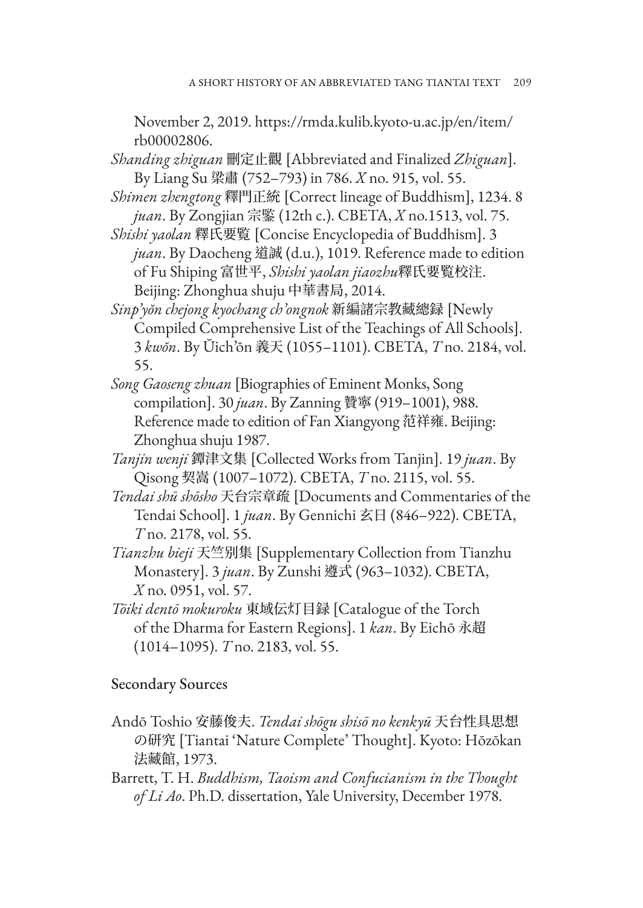November 2, 2019. https://rmda.kulib.kyoto-u.ac.jp/en/item/rb00002806.

*Shanding zhiguan* 刪定止觀 [Abbreviated and Finalized *Zhiguan*]. By Liang Su 梁肅 (752–793) in 786. *X* no. 915, vol. 55.

*Shimen zhengtong* 釋門正統 [Correct lineage of Buddhism], 1234. 8 *juan*. By Zongjian 宗鑒 (12th c.). CBETA, *X* no.1513, vol. 75.

*Shishi yaolan* 釋氏要覧 [Concise Encyclopedia of Buddhism]. 3 *juan*. By Daocheng 道誠 (d.u.), 1019. Reference made to edition of Fu Shiping 富世平, *Shishi yaolan jiaozhu*釋氏要覧校注. Beijing: Zhonghua shuju 中華書局, 2014.

*Sinp'yŏn chejong kyochang ch'ongnok* 新編諸宗教藏總録 [Newly Compiled Comprehensive List of the Teachings of All Schools]. 3 *kwŏn*. By Ŭich'ŏn 義天 (1055–1101). CBETA, *T* no. 2184, vol. 55.

*Song Gaoseng zhuan* [Biographies of Eminent Monks, Song compilation]. 30 *juan*. By Zanning 贊寧 (919–1001), 988. Reference made to edition of Fan Xiangyong 范祥雍. Beijing: Zhonghua shuju 1987.

*Tanjin wenji* 鐔津文集 [Collected Works from Tanjin]. 19 *juan*. By Qisong 契嵩 (1007–1072). CBETA, *T* no. 2115, vol. 55.

*Tendai shū shōsho* 天台宗章疏 [Documents and Commentaries of the Tendai School]. 1 *juan*. By Gennichi 玄日 (846–922). CBETA, *T* no. 2178, vol. 55.

*Tianzhu bieji* 天竺別集 [Supplementary Collection from Tianzhu Monastery]. 3 *juan*. By Zunshi 遵式 (963–1032). CBETA, *X* no. 0951, vol. 57.

*Tōiki dentō mokuroku* 東域伝灯目録 [Catalogue of the Torch of the Dharma for Eastern Regions]. 1 *kan*. By Eichō 永超 (1014–1095). *T* no. 2183, vol. 55.

## Secondary Sources

Andō Toshio 安藤俊夫. *Tendai shōgu shisō no kenkyū* 天台性具思想の研究 [Tiantai 'Nature Complete' Thought]. Kyoto: Hōzōkan 法藏館, 1973.

Barrett, T. H. *Buddhism, Taoism and Confucianism in the Thought of Li Ao*. Ph.D. dissertation, Yale University, December 1978.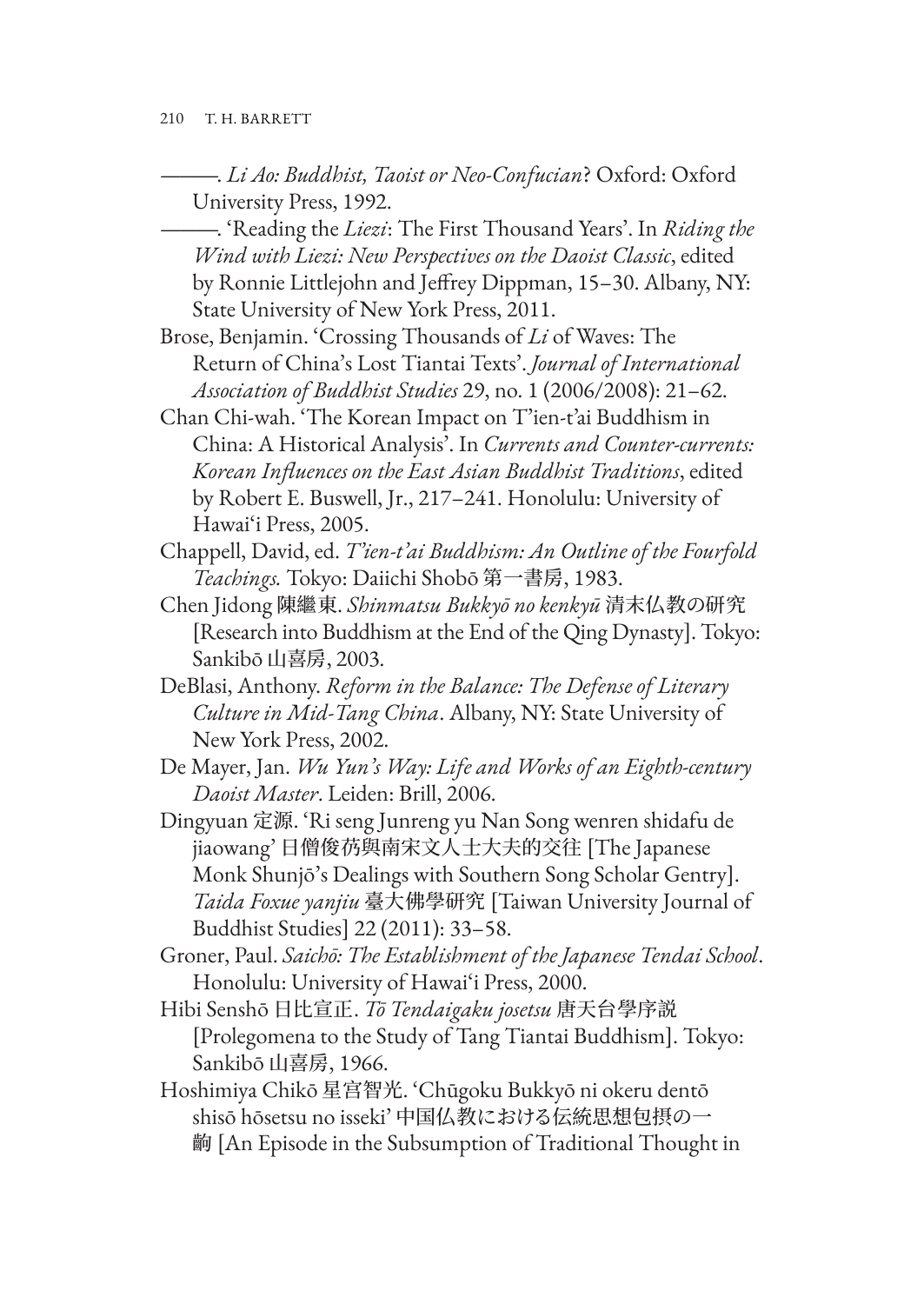———. *Li Ao: Buddhist, Taoist or Neo-Confucian*? Oxford: Oxford University Press, 1992.

———. 'Reading the *Liezi*: The First Thousand Years'. In *Riding the Wind with Liezi: New Perspectives on the Daoist Classic*, edited by Ronnie Littlejohn and Jeffrey Dippman, 15–30. Albany, NY: State University of New York Press, 2011.

Brose, Benjamin. 'Crossing Thousands of *Li* of Waves: The Return of China's Lost Tiantai Texts'. *Journal of International Association of Buddhist Studies* 29, no. 1 (2006/2008): 21–62.

Chan Chi-wah. 'The Korean Impact on T'ien-t'ai Buddhism in China: A Historical Analysis'. In *Currents and Counter-currents: Korean Influences on the East Asian Buddhist Traditions*, edited by Robert E. Buswell, Jr., 217–241. Honolulu: University of Hawai'i Press, 2005.

Chappell, David, ed. *T'ien-t'ai Buddhism: An Outline of the Fourfold Teachings.* Tokyo: Daiichi Shobō 第一書房, 1983.

Chen Jidong 陳繼東. *Shinmatsu Bukkyō no kenkyū* 清末仏教の研究 [Research into Buddhism at the End of the Qing Dynasty]. Tokyo: Sankibō 山喜房, 2003.

DeBlasi, Anthony. *Reform in the Balance: The Defense of Literary Culture in Mid-Tang China*. Albany, NY: State University of New York Press, 2002.

De Mayer, Jan. *Wu Yun's Way: Life and Works of an Eighth-century Daoist Master*. Leiden: Brill, 2006.

Dingyuan 定源. 'Ri seng Junreng yu Nan Song wenren shidafu de jiaowang' 日僧俊芿與南宋文人士大夫的交往 [The Japanese Monk Shunjō's Dealings with Southern Song Scholar Gentry]. *Taida Foxue yanjiu* 臺大佛學研究 [Taiwan University Journal of Buddhist Studies] 22 (2011): 33–58.

Groner, Paul. *Saichō: The Establishment of the Japanese Tendai School*. Honolulu: University of Hawai'i Press, 2000.

Hibi Senshō 日比宣正. *Tō Tendaigaku josetsu* 唐天台學序説 [Prolegomena to the Study of Tang Tiantai Buddhism]. Tokyo: Sankibō 山喜房, 1966.

Hoshimiya Chikō 星宮智光. 'Chūgoku Bukkyō ni okeru dentō shisō hōsetsu no isseki' 中国仏教における伝統思想包摂の一齣 [An Episode in the Subsumption of Traditional Thought in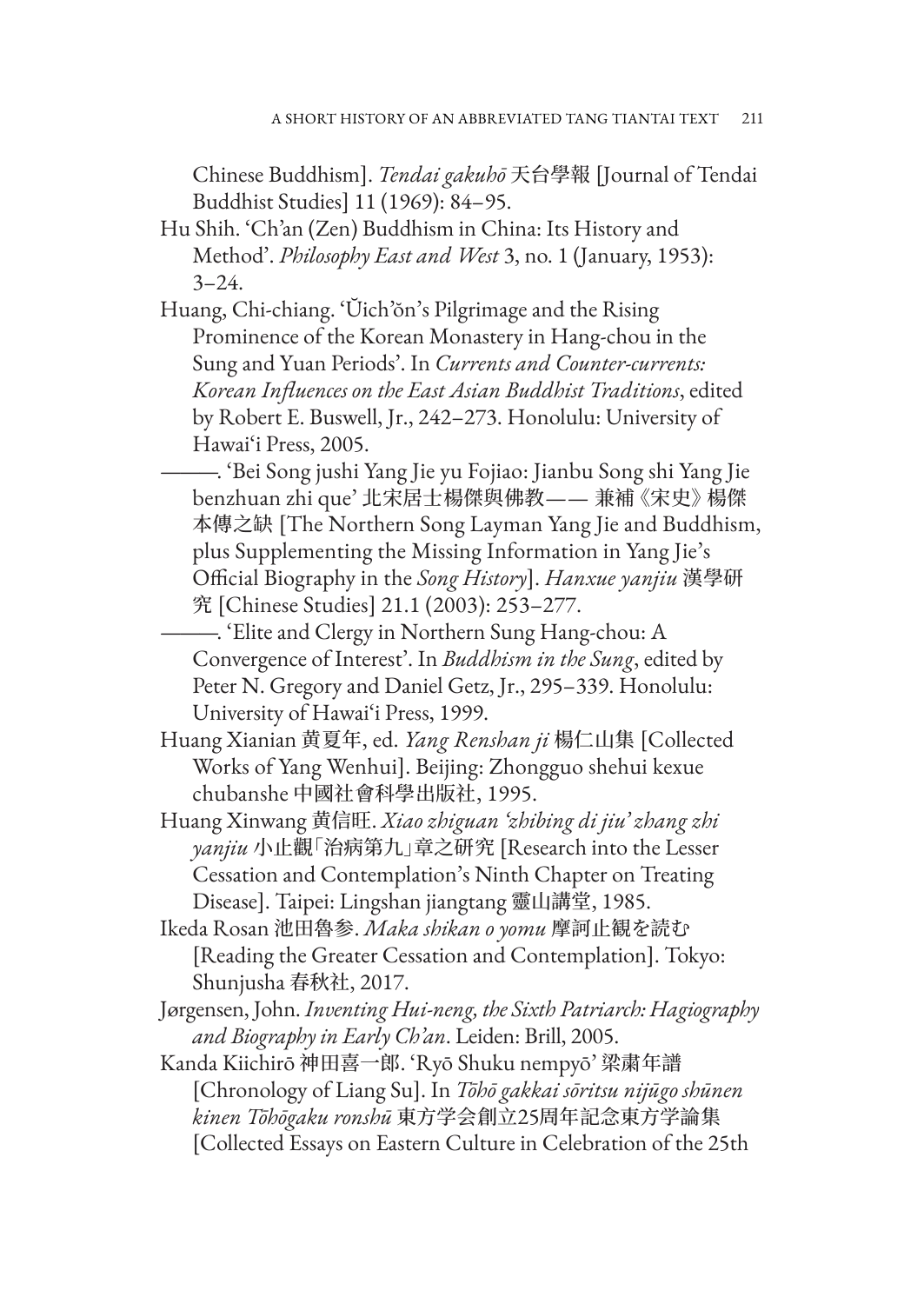Chinese Buddhism]. *Tendai gakuhō* 天台學報 [Journal of Tendai Buddhist Studies] 11 (1969): 84–95.

Hu Shih. 'Ch'an (Zen) Buddhism in China: Its History and Method'. *Philosophy East and West* 3, no. 1 (January, 1953): 3–24.

Huang, Chi-chiang. 'Ŭich'ŏn's Pilgrimage and the Rising Prominence of the Korean Monastery in Hang-chou in the Sung and Yuan Periods'. In *Currents and Counter-currents: Korean Influences on the East Asian Buddhist Traditions*, edited by Robert E. Buswell, Jr., 242–273. Honolulu: University of Hawai'i Press, 2005.

———. 'Bei Song jushi Yang Jie yu Fojiao: Jianbu Song shi Yang Jie benzhuan zhi que' 北宋居士楊傑與佛教—— 兼補《宋史》楊傑本傳之缺 [The Northern Song Layman Yang Jie and Buddhism, plus Supplementing the Missing Information in Yang Jie's Official Biography in the *Song History*]. *Hanxue yanjiu* 漢學研究 [Chinese Studies] 21.1 (2003): 253–277.

———. 'Elite and Clergy in Northern Sung Hang-chou: A Convergence of Interest'. In *Buddhism in the Sung*, edited by Peter N. Gregory and Daniel Getz, Jr., 295–339. Honolulu: University of Hawai'i Press, 1999.

Huang Xianian 黄夏年, ed. *Yang Renshan ji* 楊仁山集 [Collected Works of Yang Wenhui]. Beijing: Zhongguo shehui kexue chubanshe 中國社會科學出版社, 1995.

Huang Xinwang 黄信旺. *Xiao zhiguan 'zhibing di jiu' zhang zhi yanjiu* 小止觀「治病第九」章之研究 [Research into the Lesser Cessation and Contemplation's Ninth Chapter on Treating Disease]. Taipei: Lingshan jiangtang 靈山講堂, 1985.

Ikeda Rosan 池田魯参. *Maka shikan o yomu* 摩訶止観を読む [Reading the Greater Cessation and Contemplation]. Tokyo: Shunjusha 春秋社, 2017.

Jørgensen, John. *Inventing Hui-neng, the Sixth Patriarch: Hagiography and Biography in Early Ch'an*. Leiden: Brill, 2005.

Kanda Kiichirō 神田喜一郎. 'Ryō Shuku nempyō' 梁肅年譜 [Chronology of Liang Su]. In *Tōhō gakkai sōritsu nijūgo shūnen kinen Tōhōgaku ronshū* 東方学会創立25周年記念東方学論集 [Collected Essays on Eastern Culture in Celebration of the 25th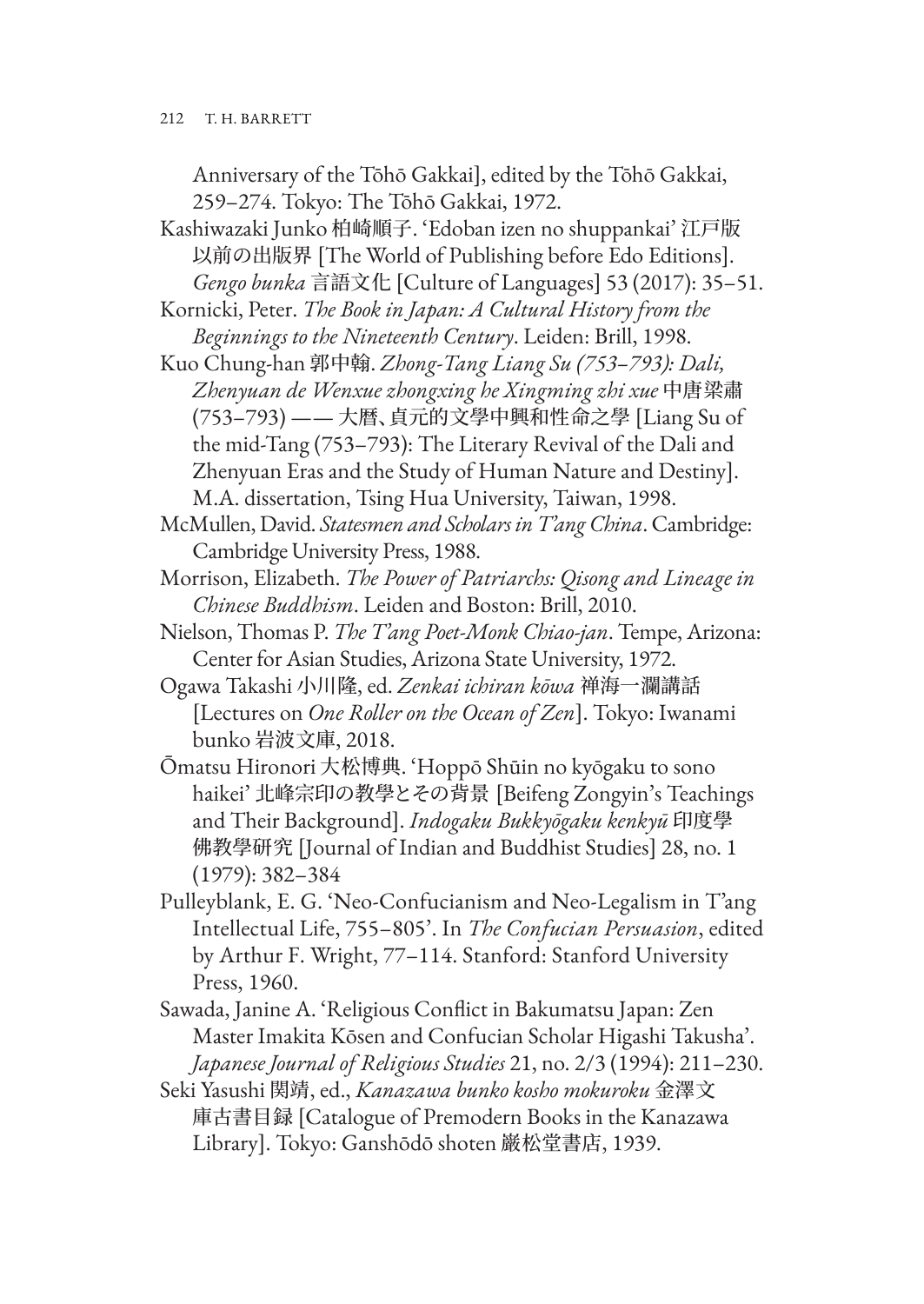Anniversary of the Tōhō Gakkai], edited by the Tōhō Gakkai, 259–274. Tokyo: The Tōhō Gakkai, 1972.

Kashiwazaki Junko 柏崎順子. 'Edoban izen no shuppankai' 江戸版以前の出版界 [The World of Publishing before Edo Editions]. *Gengo bunka* 言語文化 [Culture of Languages] 53 (2017): 35–51.

Kornicki, Peter. *The Book in Japan: A Cultural History from the Beginnings to the Nineteenth Century*. Leiden: Brill, 1998.

Kuo Chung-han 郭中翰. *Zhong-Tang Liang Su (753–793): Dali, Zhenyuan de Wenxue zhongxing he Xingming zhi xue* 中唐梁肅 (753–793) —— 大曆、貞元的文學中興和性命之學 [Liang Su of the mid-Tang (753–793): The Literary Revival of the Dali and Zhenyuan Eras and the Study of Human Nature and Destiny]. M.A. dissertation, Tsing Hua University, Taiwan, 1998.

McMullen, David. *Statesmen and Scholars in T'ang China*. Cambridge: Cambridge University Press, 1988.

Morrison, Elizabeth. *The Power of Patriarchs: Qisong and Lineage in Chinese Buddhism*. Leiden and Boston: Brill, 2010.

Nielson, Thomas P. *The T'ang Poet-Monk Chiao-jan*. Tempe, Arizona: Center for Asian Studies, Arizona State University, 1972.

Ogawa Takashi 小川隆, ed. *Zenkai ichiran kōwa* 禅海一瀾講話 [Lectures on *One Roller on the Ocean of Zen*]. Tokyo: Iwanami bunko 岩波文庫, 2018.

Ōmatsu Hironori 大松博典. 'Hoppō Shūin no kyōgaku to sono haikei' 北峰宗印の教學とその背景 [Beifeng Zongyin's Teachings and Their Background]. *Indogaku Bukkyōgaku kenkyū* 印度學佛教學研究 [Journal of Indian and Buddhist Studies] 28, no. 1 (1979): 382–384

Pulleyblank, E. G. 'Neo-Confucianism and Neo-Legalism in T'ang Intellectual Life, 755–805'. In *The Confucian Persuasion*, edited by Arthur F. Wright, 77–114. Stanford: Stanford University Press, 1960.

Sawada, Janine A. 'Religious Conflict in Bakumatsu Japan: Zen Master Imakita Kōsen and Confucian Scholar Higashi Takusha'. *Japanese Journal of Religious Studies* 21, no. 2/3 (1994): 211–230.

Seki Yasushi 関靖, ed., *Kanazawa bunko kosho mokuroku* 金澤文庫古書目録 [Catalogue of Premodern Books in the Kanazawa Library]. Tokyo: Ganshōdō shoten 巖松堂書店, 1939.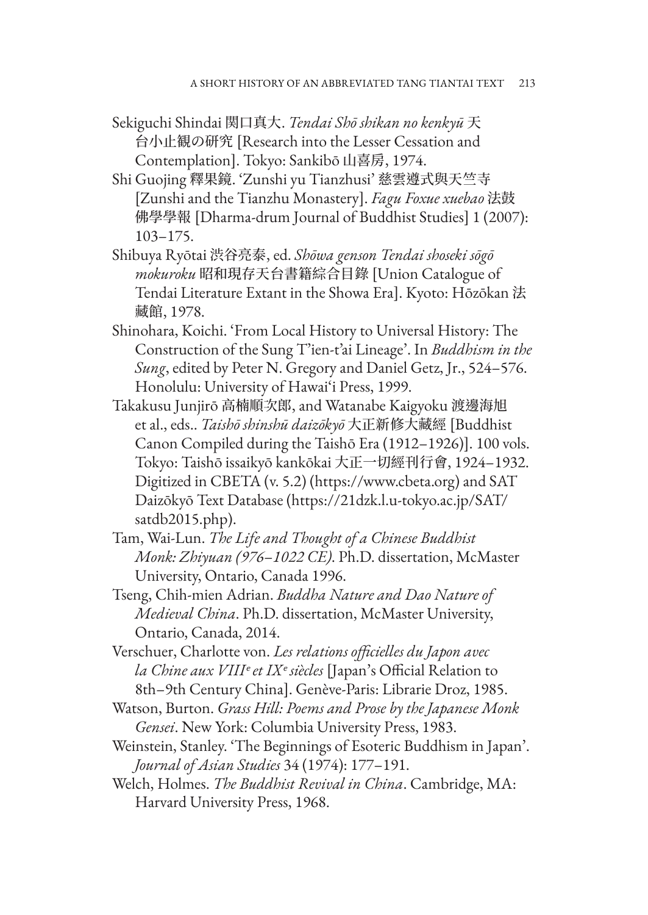Sekiguchi Shindai 関口真大. *Tendai Shō shikan no kenkyū* 天台小止観の研究 [Research into the Lesser Cessation and Contemplation]. Tokyo: Sankibō 山喜房, 1974.

Shi Guojing 釋果鏡. 'Zunshi yu Tianzhusi' 慈雲遵式與天竺寺 [Zunshi and the Tianzhu Monastery]. *Fagu Foxue xuebao* 法鼓佛學學報 [Dharma-drum Journal of Buddhist Studies] 1 (2007): 103–175.

Shibuya Ryōtai 渋谷亮泰, ed. *Shōwa genson Tendai shoseki sōgō mokuroku* 昭和現存天台書籍綜合目錄 [Union Catalogue of Tendai Literature Extant in the Showa Era]. Kyoto: Hōzōkan 法藏館, 1978.

Shinohara, Koichi. 'From Local History to Universal History: The Construction of the Sung T'ien-t'ai Lineage'. In *Buddhism in the Sung*, edited by Peter N. Gregory and Daniel Getz, Jr., 524–576. Honolulu: University of Hawai'i Press, 1999.

Takakusu Junjirō 高楠順次郎, and Watanabe Kaigyoku 渡邊海旭 et al., eds.. *Taishō shinshū daizōkyō* 大正新修大藏經 [Buddhist Canon Compiled during the Taishō Era (1912–1926)]. 100 vols. Tokyo: Taishō issaikyō kankōkai 大正一切經刊行會, 1924–1932. Digitized in CBETA (v. 5.2) (https://www.cbeta.org) and SAT Daizōkyō Text Database (https://21dzk.l.u-tokyo.ac.jp/SAT/satdb2015.php).

Tam, Wai-Lun. *The Life and Thought of a Chinese Buddhist Monk: Zhiyuan (976–1022 CE)*. Ph.D. dissertation, McMaster University, Ontario, Canada 1996.

Tseng, Chih-mien Adrian. *Buddha Nature and Dao Nature of Medieval China*. Ph.D. dissertation, McMaster University, Ontario, Canada, 2014.

Verschuer, Charlotte von. *Les relations officielles du Japon avec la Chine aux VIII<sup>e</sup> et IX<sup>e</sup> siècles* [Japan's Official Relation to 8th–9th Century China]. Genève-Paris: Librarie Droz, 1985.

Watson, Burton. *Grass Hill: Poems and Prose by the Japanese Monk Gensei*. New York: Columbia University Press, 1983.

Weinstein, Stanley. 'The Beginnings of Esoteric Buddhism in Japan'. *Journal of Asian Studies* 34 (1974): 177–191.

Welch, Holmes. *The Buddhist Revival in China*. Cambridge, MA: Harvard University Press, 1968.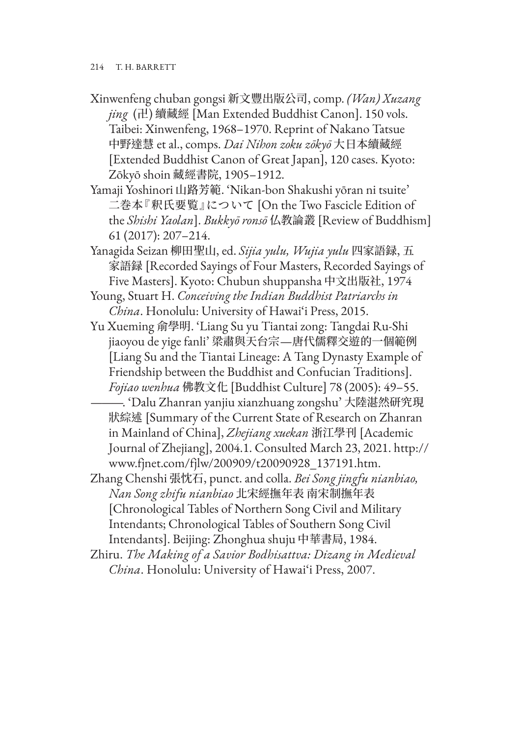Xinwenfeng chuban gongsi 新文豐出版公司, comp. *(Wan) Xuzang jing* (卍) 續藏經 [Man Extended Buddhist Canon]. 150 vols. Taibei: Xinwenfeng, 1968–1970. Reprint of Nakano Tatsue 中野達慧 et al., comps. *Dai Nihon zoku zōkyō* 大日本續藏經 [Extended Buddhist Canon of Great Japan], 120 cases. Kyoto: Zōkyō shoin 藏經書院, 1905–1912.

Yamaji Yoshinori 山路芳範. 'Nikan-bon Shakushi yōran ni tsuite' 二巻本『釈氏要覧』について [On the Two Fascicle Edition of the *Shishi Yaolan*]. *Bukkyō ronsō* 仏教論叢 [Review of Buddhism] 61 (2017): 207–214.

Yanagida Seizan 柳田聖山, ed. *Sijia yulu, Wujia yulu* 四家語録, 五家語録 [Recorded Sayings of Four Masters, Recorded Sayings of Five Masters]. Kyoto: Chubun shuppansha 中文出版社, 1974

Young, Stuart H. *Conceiving the Indian Buddhist Patriarchs in China*. Honolulu: University of Hawai'i Press, 2015.

Yu Xueming 俞學明. 'Liang Su yu Tiantai zong: Tangdai Ru-Shi jiaoyou de yige fanli' 梁肅與天台宗—唐代儒釋交遊的一個範例 [Liang Su and the Tiantai Lineage: A Tang Dynasty Example of Friendship between the Buddhist and Confucian Traditions]. *Fojiao wenhua* 佛教文化 [Buddhist Culture] 78 (2005): 49–55.

———. 'Dalu Zhanran yanjiu xianzhuang zongshu' 大陸湛然研究現狀綜述 [Summary of the Current State of Research on Zhanran in Mainland of China], *Zhejiang xuekan* 浙江學刊 [Academic Journal of Zhejiang], 2004.1. Consulted March 23, 2021. http://www.fjnet.com/fjlw/200909/t20090928_137191.htm.

Zhang Chenshi 張忱石, punct. and colla. *Bei Song jingfu nianbiao, Nan Song zhifu nianbiao* 北宋經撫年表 南宋制撫年表 [Chronological Tables of Northern Song Civil and Military Intendants; Chronological Tables of Southern Song Civil Intendants]. Beijing: Zhonghua shuju 中華書局, 1984.

Zhiru. *The Making of a Savior Bodhisattva: Dizang in Medieval China*. Honolulu: University of Hawai'i Press, 2007.